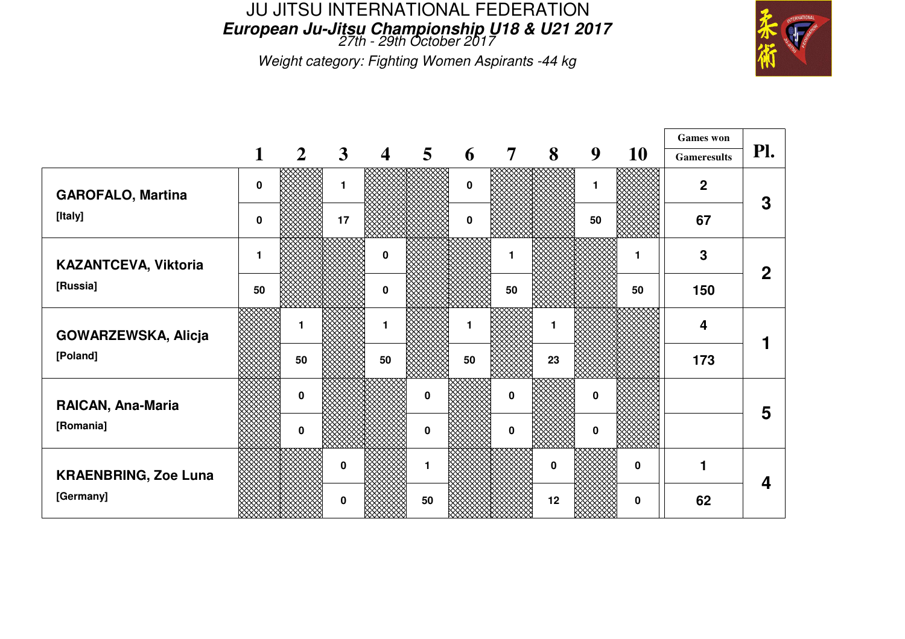# JU JITSU INTERNATIONAL FEDERATION

## *European Ju-Jitsu Championship U18 & U21 2017*

*27th - 29th October 2017*

*Weight category: Fighting Women Aspirants -44 kg*

| | | 1 | 2 | 3 | 4 | 5 | 6 | 7 | 8 | 9 | 10 | Games won / Gameresults | Pl. |
|---|---|---|---|---|---|---|---|---|---|---|---|---|---|
| **GAROFALO, Martina** | | 0 | | 1 | | | 0 | | | 1 | | 2 | 3 |
| [Italy] | | 0 | | 17 | | | 0 | | | 50 | | 67 | |
| **KAZANTCEVA, Viktoria** | | 1 | | | 0 | | | 1 | | | 1 | 3 | 2 |
| [Russia] | | 50 | | | 0 | | | 50 | | | 50 | 150 | |
| **GOWARZEWSKA, Alicja** | | | 1 | | 1 | | 1 | | 1 | | | 4 | 1 |
| [Poland] | | | 50 | | 50 | | 50 | | 23 | | | 173 | |
| **RAICAN, Ana-Maria** | | | 0 | | | 0 | | 0 | | 0 | | | 5 |
| [Romania] | | | 0 | | | 0 | | 0 | | 0 | | | |
| **KRAENBRING, Zoe Luna** | | | | 0 | | 1 | | | 0 | | 0 | 1 | 4 |
| [Germany] | | | | 0 | | 50 | | | 12 | | 0 | 62 | |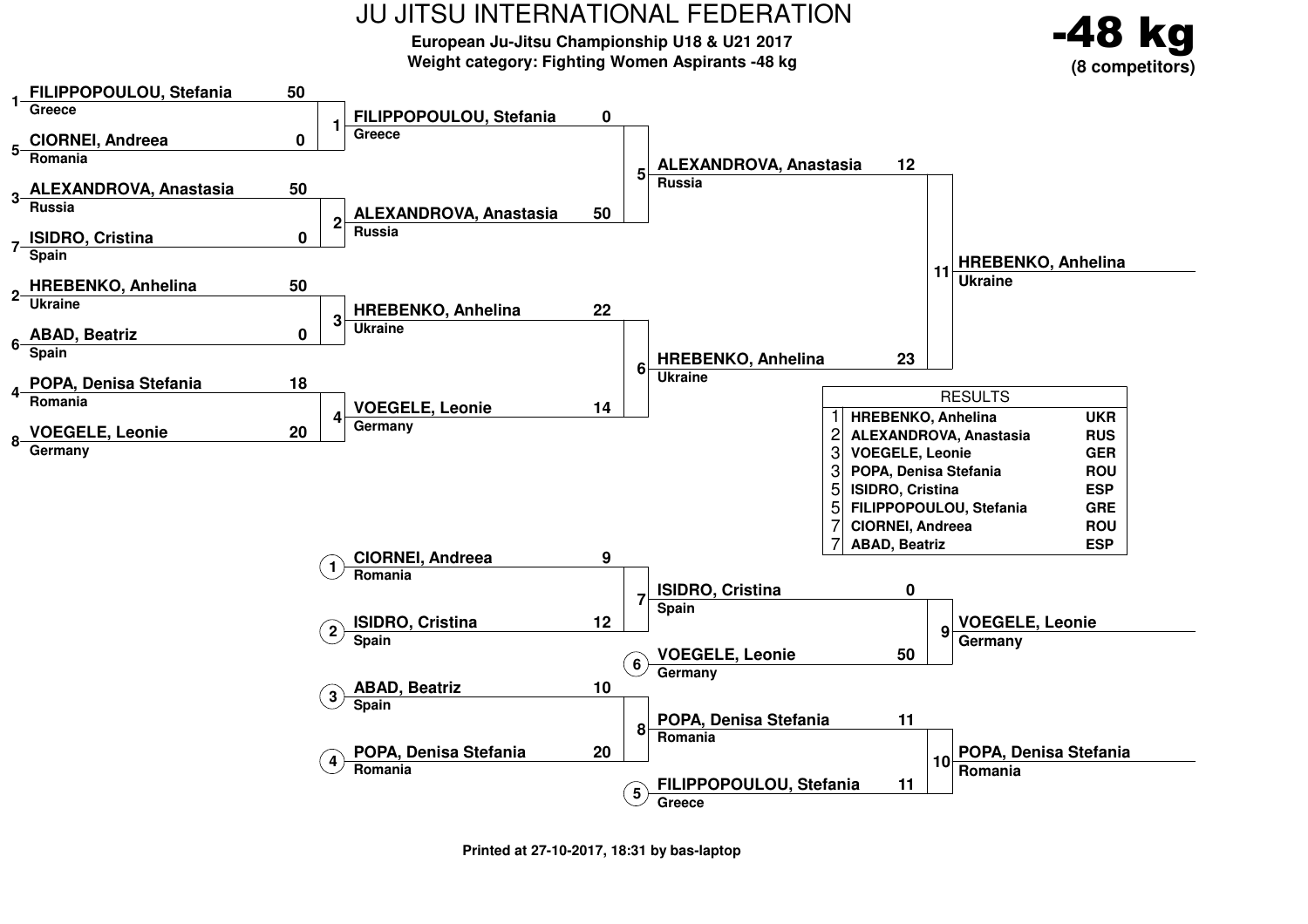# JU JITSU INTERNATIONAL FEDERATION

**European Ju-Jitsu Championship U18 & U21 2017**
**Weight category: Fighting Women Aspirants -48 kg**

**-48 kg**
**(8 competitors)**

## Main bracket

### First round

| Fight | Seed | Competitor | Country | Score |
|---|---|---|---|---|
| 1 | 1 | FILIPPOPOULOU, Stefania | Greece | 50 |
| 1 | 5 | CIORNEI, Andreea | Romania | 0 |
| 2 | 3 | ALEXANDROVA, Anastasia | Russia | 50 |
| 2 | 7 | ISIDRO, Cristina | Spain | 0 |
| 3 | 2 | HREBENKO, Anhelina | Ukraine | 50 |
| 3 | 6 | ABAD, Beatriz | Spain | 0 |
| 4 | 4 | POPA, Denisa Stefania | Romania | 18 |
| 4 | 8 | VOEGELE, Leonie | Germany | 20 |

### Semi-finals

| Fight | Competitor | Country | Score |
|---|---|---|---|
| 5 | FILIPPOPOULOU, Stefania | Greece | 0 |
| 5 | ALEXANDROVA, Anastasia | Russia | 50 |
| 6 | HREBENKO, Anhelina | Ukraine | 22 |
| 6 | VOEGELE, Leonie | Germany | 14 |

### Final

| Fight | Competitor | Country | Score |
|---|---|---|---|
| 11 | ALEXANDROVA, Anastasia | Russia | 12 |
| 11 | HREBENKO, Anhelina | Ukraine | 23 |

Winner: **HREBENKO, Anhelina** – Ukraine

## Repechage

| Fight | Position | Competitor | Country | Score |
|---|---|---|---|---|
| 7 | 1 | CIORNEI, Andreea | Romania | 9 |
| 7 | 2 | ISIDRO, Cristina | Spain | 12 |
| 8 | 3 | ABAD, Beatriz | Spain | 10 |
| 8 | 4 | POPA, Denisa Stefania | Romania | 20 |
| 9 | | ISIDRO, Cristina | Spain | 0 |
| 9 | 6 | VOEGELE, Leonie | Germany | 50 |
| 10 | | POPA, Denisa Stefania | Romania | 11 |
| 10 | 5 | FILIPPOPOULOU, Stefania | Greece | 11 |

Fight 9 winner: **VOEGELE, Leonie** – Germany
Fight 10 winner: **POPA, Denisa Stefania** – Romania

## RESULTS

| Place | Competitor | Country |
|---|---|---|
| 1 | HREBENKO, Anhelina | UKR |
| 2 | ALEXANDROVA, Anastasia | RUS |
| 3 | VOEGELE, Leonie | GER |
| 3 | POPA, Denisa Stefania | ROU |
| 5 | ISIDRO, Cristina | ESP |
| 5 | FILIPPOPOULOU, Stefania | GRE |
| 7 | CIORNEI, Andreea | ROU |
| 7 | ABAD, Beatriz | ESP |

Printed at 27-10-2017, 18:31 by bas-laptop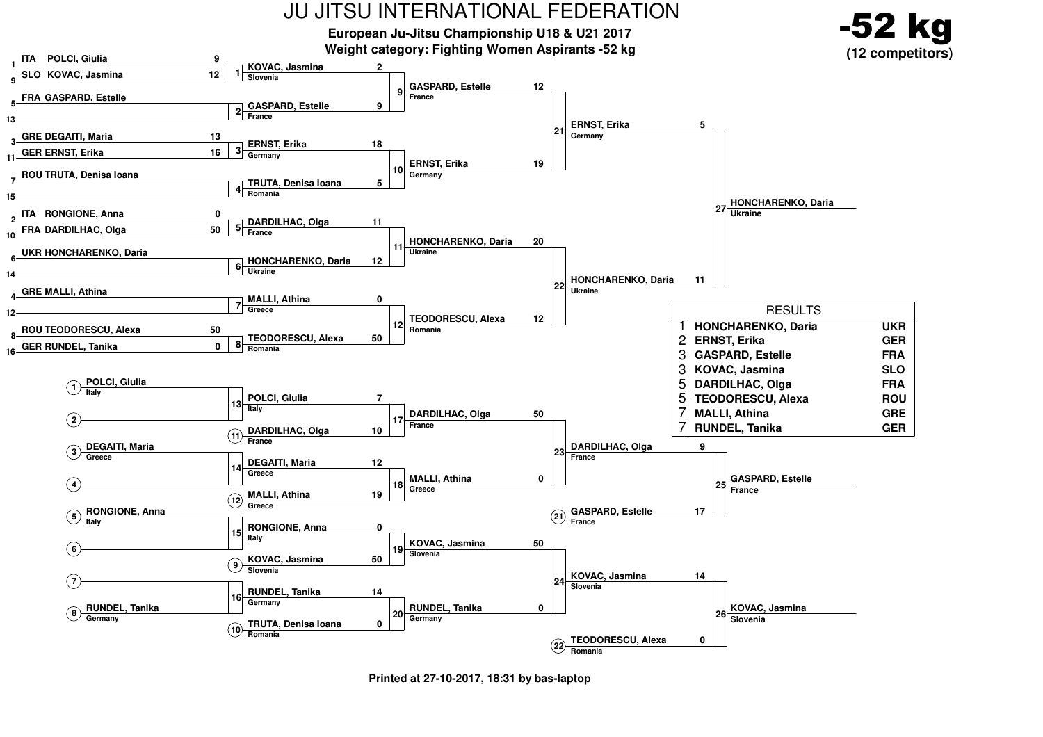# JU JITSU INTERNATIONAL FEDERATION

**European Ju-Jitsu Championship U18 & U21 2017**

**Weight category: Fighting Women Aspirants -52 kg**

**-52 kg**
**(12 competitors)**

## Main bracket

### First round

| Seed | Competitor | Score | Fight |
|---|---|---|---|
| 1 | ITA POLCI, Giulia | 9 | 1 |
| 9 | SLO KOVAC, Jasmina | 12 | 1 |
| 5 | FRA GASPARD, Estelle | | 2 |
| 13 | | | 2 |
| 3 | GRE DEGAITI, Maria | 13 | 3 |
| 11 | GER ERNST, Erika | 16 | 3 |
| 7 | ROU TRUTA, Denisa Ioana | | 4 |
| 15 | | | 4 |
| 2 | ITA RONGIONE, Anna | 0 | 5 |
| 10 | FRA DARDILHAC, Olga | 50 | 5 |
| 6 | UKR HONCHARENKO, Daria | | 6 |
| 14 | | | 6 |
| 4 | GRE MALLI, Athina | | 7 |
| 12 | | | 7 |
| 8 | ROU TEODORESCU, Alexa | 50 | 8 |
| 16 | GER RUNDEL, Tanika | 0 | 8 |

### Second round

| Fight | Competitor | Country | Score |
|---|---|---|---|
| 9 | KOVAC, Jasmina | Slovenia | 2 |
| 9 | GASPARD, Estelle | France | 9 |
| 10 | ERNST, Erika | Germany | 18 |
| 10 | TRUTA, Denisa Ioana | Romania | 5 |
| 11 | DARDILHAC, Olga | France | 11 |
| 11 | HONCHARENKO, Daria | Ukraine | 12 |
| 12 | MALLI, Athina | Greece | 0 |
| 12 | TEODORESCU, Alexa | Romania | 50 |

### Semi-finals

| Fight | Competitor | Country | Score |
|---|---|---|---|
| 21 | GASPARD, Estelle | France | 12 |
| 21 | ERNST, Erika | Germany | 19 |
| 22 | HONCHARENKO, Daria | Ukraine | 20 |
| 22 | TEODORESCU, Alexa | Romania | 12 |

### Final

| Fight | Competitor | Country | Score |
|---|---|---|---|
| 27 | ERNST, Erika | Germany | 5 |
| 27 | HONCHARENKO, Daria | Ukraine | 11 |

Winner: **HONCHARENKO, Daria** (Ukraine)

## Repechage

### Round 1

| Fight | Competitor | Country |
|---|---|---|
| 13 | (1) POLCI, Giulia | Italy |
| 13 | (2) | |
| 14 | (3) DEGAITI, Maria | Greece |
| 14 | (4) | |
| 15 | (5) RONGIONE, Anna | Italy |
| 15 | (6) | |
| 16 | (7) | |
| 16 | (8) RUNDEL, Tanika | Germany |

### Round 2

| Fight | Competitor | Country | Score |
|---|---|---|---|
| 17 | POLCI, Giulia | Italy | 7 |
| 17 | (11) DARDILHAC, Olga | France | 10 |
| 18 | DEGAITI, Maria | Greece | 12 |
| 18 | (12) MALLI, Athina | Greece | 19 |
| 19 | RONGIONE, Anna | Italy | 0 |
| 19 | (9) KOVAC, Jasmina | Slovenia | 50 |
| 20 | RUNDEL, Tanika | Germany | 14 |
| 20 | (10) TRUTA, Denisa Ioana | Romania | 0 |

### Round 3

| Fight | Competitor | Country | Score |
|---|---|---|---|
| 23 | DARDILHAC, Olga | France | 50 |
| 23 | MALLI, Athina | Greece | 0 |
| 24 | KOVAC, Jasmina | Slovenia | 50 |
| 24 | RUNDEL, Tanika | Germany | 0 |

### Bronze fights

| Fight | Competitor | Country | Score |
|---|---|---|---|
| 25 | DARDILHAC, Olga | France | 9 |
| 25 | (21) GASPARD, Estelle | France | 17 |
| 26 | KOVAC, Jasmina | Slovenia | 14 |
| 26 | (22) TEODORESCU, Alexa | Romania | 0 |

Winners: **GASPARD, Estelle** (France), **KOVAC, Jasmina** (Slovenia)

## RESULTS

| Place | Name | Country |
|---|---|---|
| 1 | HONCHARENKO, Daria | UKR |
| 2 | ERNST, Erika | GER |
| 3 | GASPARD, Estelle | FRA |
| 3 | KOVAC, Jasmina | SLO |
| 5 | DARDILHAC, Olga | FRA |
| 5 | TEODORESCU, Alexa | ROU |
| 7 | MALLI, Athina | GRE |
| 7 | RUNDEL, Tanika | GER |

**Printed at 27-10-2017, 18:31 by bas-laptop**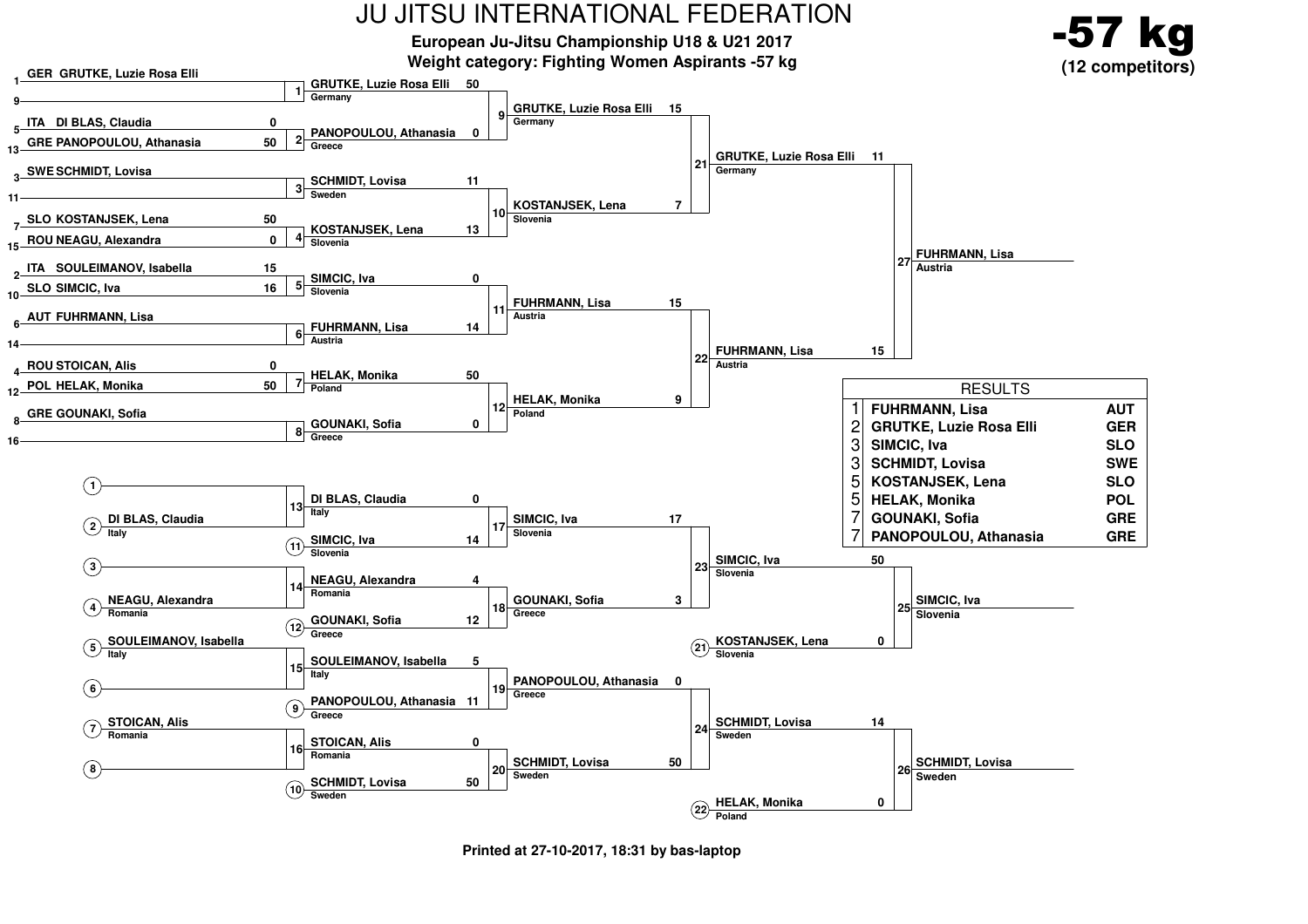# JU JITSU INTERNATIONAL FEDERATION

**European Ju-Jitsu Championship U18 & U21 2017**

**Weight category: Fighting Women Aspirants -57 kg**

**-57 kg**
**(12 competitors)**

## Main Bracket

### Round 1

| Fight | Seed | Competitor | Score | Seed | Competitor | Score | Winner | Winner score |
|---|---|---|---|---|---|---|---|---|
| 1 | 1 | GER GRUTKE, Luzie Rosa Elli | | 9 | | | GRUTKE, Luzie Rosa Elli (Germany) | 50 |
| 2 | 5 | ITA DI BLAS, Claudia | 0 | 13 | GRE PANOPOULOU, Athanasia | 50 | PANOPOULOU, Athanasia (Greece) | 0 |
| 3 | 3 | SWE SCHMIDT, Lovisa | | 11 | | | SCHMIDT, Lovisa (Sweden) | 11 |
| 4 | 7 | SLO KOSTANJSEK, Lena | 50 | 15 | ROU NEAGU, Alexandra | 0 | KOSTANJSEK, Lena (Slovenia) | 13 |
| 5 | 2 | ITA SOULEIMANOV, Isabella | 15 | 10 | SLO SIMCIC, Iva | 16 | SIMCIC, Iva (Slovenia) | 0 |
| 6 | 6 | AUT FUHRMANN, Lisa | | 14 | | | FUHRMANN, Lisa (Austria) | 14 |
| 7 | 4 | ROU STOICAN, Alis | 0 | 12 | POL HELAK, Monika | 50 | HELAK, Monika (Poland) | 50 |
| 8 | 8 | GRE GOUNAKI, Sofia | | 16 | | | GOUNAKI, Sofia (Greece) | 0 |

### Round 2

| Fight | Winner | Score |
|---|---|---|
| 9 | GRUTKE, Luzie Rosa Elli (Germany) | 15 |
| 10 | KOSTANJSEK, Lena (Slovenia) | 7 |
| 11 | FUHRMANN, Lisa (Austria) | 15 |
| 12 | HELAK, Monika (Poland) | 9 |

### Semi-finals

| Fight | Winner | Score |
|---|---|---|
| 21 | GRUTKE, Luzie Rosa Elli (Germany) | 11 |
| 22 | FUHRMANN, Lisa (Austria) | 15 |

### Final

| Fight | Winner |
|---|---|
| 27 | FUHRMANN, Lisa (Austria) |

## Repechage

| Fight | Competitor | Score | Competitor | Score |
|---|---|---|---|---|
| 13 | (1) — / (2) DI BLAS, Claudia (Italy) | | | |
| 14 | (3) — / (4) NEAGU, Alexandra (Romania) | | | |
| 15 | (5) SOULEIMANOV, Isabella (Italy) / (6) — | | | |
| 16 | (7) STOICAN, Alis (Romania) / (8) — | | | |
| 17 | DI BLAS, Claudia (Italy) | 0 | (11) SIMCIC, Iva (Slovenia) | 14 |
| 18 | NEAGU, Alexandra (Romania) | 4 | (12) GOUNAKI, Sofia (Greece) | 12 |
| 19 | SOULEIMANOV, Isabella (Italy) | 5 | (9) PANOPOULOU, Athanasia (Greece) | 11 |
| 20 | STOICAN, Alis (Romania) | 0 | (10) SCHMIDT, Lovisa (Sweden) | 50 |
| 23 | SIMCIC, Iva (Slovenia) | 17 | GOUNAKI, Sofia (Greece) | 3 |
| 24 | PANOPOULOU, Athanasia (Greece) | 0 | SCHMIDT, Lovisa (Sweden) | 50 |
| 25 | SIMCIC, Iva (Slovenia) | 50 | (21) KOSTANJSEK, Lena (Slovenia) | 0 |
| 26 | SCHMIDT, Lovisa (Sweden) | 14 | (22) HELAK, Monika (Poland) | 0 |

Winner fight 25: SIMCIC, Iva (Slovenia)

Winner fight 26: SCHMIDT, Lovisa (Sweden)

## RESULTS

| Place | Name | Country |
|---|---|---|
| 1 | FUHRMANN, Lisa | AUT |
| 2 | GRUTKE, Luzie Rosa Elli | GER |
| 3 | SIMCIC, Iva | SLO |
| 3 | SCHMIDT, Lovisa | SWE |
| 5 | KOSTANJSEK, Lena | SLO |
| 5 | HELAK, Monika | POL |
| 7 | GOUNAKI, Sofia | GRE |
| 7 | PANOPOULOU, Athanasia | GRE |

Printed at 27-10-2017, 18:31 by bas-laptop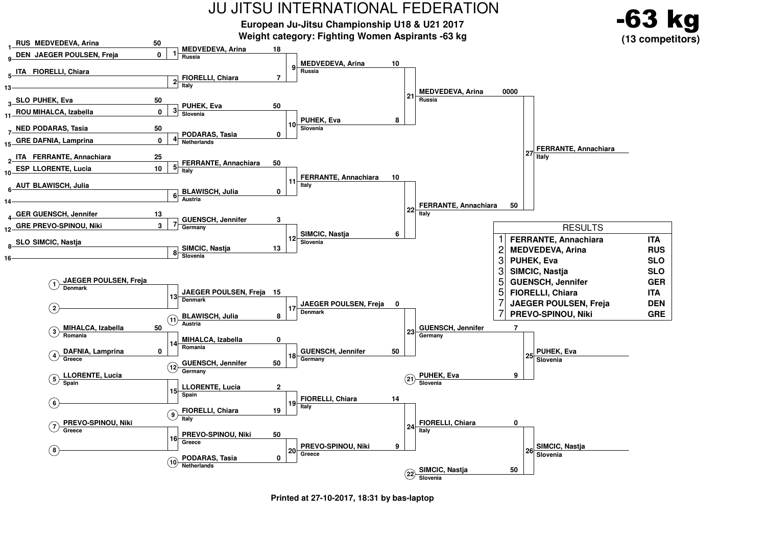# JU JITSU INTERNATIONAL FEDERATION

**European Ju-Jitsu Championship U18 & U21 2017**

**Weight category: Fighting Women Aspirants -63 kg**

**-63 kg**
**(13 competitors)**

## Main bracket

### Round 1

| Seed | Competitor | Score |
|---|---|---|
| 1 | RUS MEDVEDEVA, Arina | 50 |
| 9 | DEN JAEGER POULSEN, Freja | 0 |
| 5 | ITA FIORELLI, Chiara | |
| 13 | | |
| 3 | SLO PUHEK, Eva | 50 |
| 11 | ROU MIHALCA, Izabella | 0 |
| 7 | NED PODARAS, Tasia | 50 |
| 15 | GRE DAFNIA, Lamprina | 0 |
| 2 | ITA FERRANTE, Annachiara | 25 |
| 10 | ESP LLORENTE, Lucia | 10 |
| 6 | AUT BLAWISCH, Julia | |
| 14 | | |
| 4 | GER GUENSCH, Jennifer | 13 |
| 12 | GRE PREVO-SPINOU, Niki | 3 |
| 8 | SLO SIMCIC, Nastja | |
| 16 | | |

### Round 2

| Fight | Competitor | Country | Score |
|---|---|---|---|
| 1 | MEDVEDEVA, Arina | Russia | 18 |
| 2 | FIORELLI, Chiara | Italy | 7 |
| 3 | PUHEK, Eva | Slovenia | 50 |
| 4 | PODARAS, Tasia | Netherlands | 0 |
| 5 | FERRANTE, Annachiara | Italy | 50 |
| 6 | BLAWISCH, Julia | Austria | 0 |
| 7 | GUENSCH, Jennifer | Germany | 3 |
| 8 | SIMCIC, Nastja | Slovenia | 13 |

### Quarterfinals

| Fight | Competitor | Country | Score |
|---|---|---|---|
| 9 | MEDVEDEVA, Arina | Russia | 10 |
| 10 | PUHEK, Eva | Slovenia | 8 |
| 11 | FERRANTE, Annachiara | Italy | 10 |
| 12 | SIMCIC, Nastja | Slovenia | 6 |

### Semifinals

| Fight | Competitor | Country | Score |
|---|---|---|---|
| 21 | MEDVEDEVA, Arina | Russia | 0000 |
| 22 | FERRANTE, Annachiara | Italy | 50 |

### Final

| Fight | Winner | Country |
|---|---|---|
| 27 | FERRANTE, Annachiara | Italy |

## Repechage

| Pos | Competitor | Country | Score |
|---|---|---|---|
| (1) | JAEGER POULSEN, Freja | Denmark | |
| (2) | | | |
| (3) | MIHALCA, Izabella | Romania | 50 |
| (4) | DAFNIA, Lamprina | Greece | 0 |
| (5) | LLORENTE, Lucia | Spain | |
| (6) | | | |
| (7) | PREVO-SPINOU, Niki | Greece | |
| (8) | | | |

| Fight | Competitor | Country | Score |
|---|---|---|---|
| 13 | JAEGER POULSEN, Freja | Denmark | 15 |
| (11) | BLAWISCH, Julia | Austria | 8 |
| 14 | MIHALCA, Izabella | Romania | 0 |
| (12) | GUENSCH, Jennifer | Germany | 50 |
| 15 | LLORENTE, Lucia | Spain | 2 |
| (9) | FIORELLI, Chiara | Italy | 19 |
| 16 | PREVO-SPINOU, Niki | Greece | 50 |
| (10) | PODARAS, Tasia | Netherlands | 0 |

| Fight | Competitor | Country | Score |
|---|---|---|---|
| 17 | JAEGER POULSEN, Freja | Denmark | 0 |
| 18 | GUENSCH, Jennifer | Germany | 50 |
| 19 | FIORELLI, Chiara | Italy | 14 |
| 20 | PREVO-SPINOU, Niki | Greece | 9 |

| Fight | Competitor | Country | Score |
|---|---|---|---|
| 23 | GUENSCH, Jennifer | Germany | 7 |
| (21) | PUHEK, Eva | Slovenia | 9 |
| 24 | FIORELLI, Chiara | Italy | 0 |
| (22) | SIMCIC, Nastja | Slovenia | 50 |

| Fight | Winner | Country |
|---|---|---|
| 25 | PUHEK, Eva | Slovenia |
| 26 | SIMCIC, Nastja | Slovenia |

## RESULTS

| Place | Name | Country |
|---|---|---|
| 1 | FERRANTE, Annachiara | ITA |
| 2 | MEDVEDEVA, Arina | RUS |
| 3 | PUHEK, Eva | SLO |
| 3 | SIMCIC, Nastja | SLO |
| 5 | GUENSCH, Jennifer | GER |
| 5 | FIORELLI, Chiara | ITA |
| 7 | JAEGER POULSEN, Freja | DEN |
| 7 | PREVO-SPINOU, Niki | GRE |

Printed at 27-10-2017, 18:31 by bas-laptop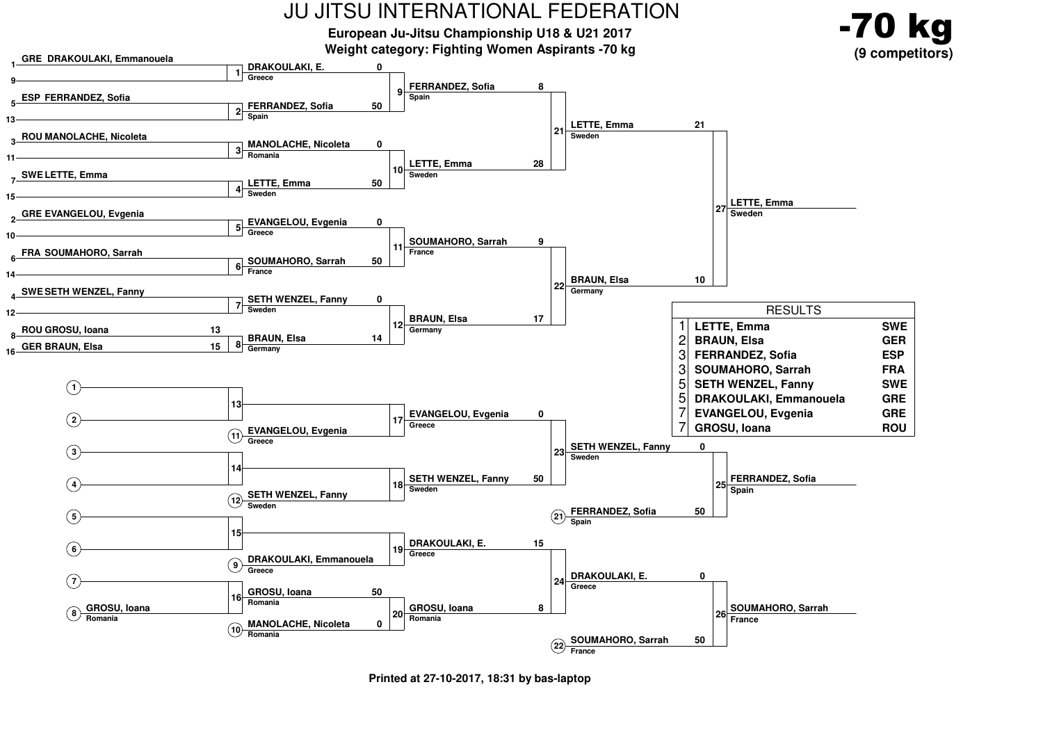# JU JITSU INTERNATIONAL FEDERATION

**European Ju-Jitsu Championship U18 & U21 2017**

**Weight category: Fighting Women Aspirants -70 kg**

# -70 kg

**(9 competitors)**

## Main bracket

### First round

| Seed | Competitor | Score |
|---|---|---|
| 1 | GRE DRAKOULAKI, Emmanouela | |
| 9 | | |
| 5 | ESP FERRANDEZ, Sofia | |
| 13 | | |
| 3 | ROU MANOLACHE, Nicoleta | |
| 11 | | |
| 7 | SWE LETTE, Emma | |
| 15 | | |
| 2 | GRE EVANGELOU, Evgenia | |
| 10 | | |
| 6 | FRA SOUMAHORO, Sarrah | |
| 14 | | |
| 4 | SWE SETH WENZEL, Fanny | |
| 12 | | |
| 8 | ROU GROSU, Ioana | 13 |
| 16 | GER BRAUN, Elsa | 15 |

### Second round

| Match | Competitor | Country | Score |
|---|---|---|---|
| 1 | DRAKOULAKI, E. | Greece | 0 |
| 2 | FERRANDEZ, Sofia | Spain | 50 |
| 3 | MANOLACHE, Nicoleta | Romania | 0 |
| 4 | LETTE, Emma | Sweden | 50 |
| 5 | EVANGELOU, Evgenia | Greece | 0 |
| 6 | SOUMAHORO, Sarrah | France | 50 |
| 7 | SETH WENZEL, Fanny | Sweden | 0 |
| 8 | BRAUN, Elsa | Germany | 14 |

### Quarterfinals

| Match | Competitor | Country | Score |
|---|---|---|---|
| 9 | FERRANDEZ, Sofia | Spain | 8 |
| 10 | LETTE, Emma | Sweden | 28 |
| 11 | SOUMAHORO, Sarrah | France | 9 |
| 12 | BRAUN, Elsa | Germany | 17 |

### Semifinals

| Match | Competitor | Country | Score |
|---|---|---|---|
| 21 | LETTE, Emma | Sweden | 21 |
| 22 | BRAUN, Elsa | Germany | 10 |

### Final

| Match | Competitor | Country |
|---|---|---|
| 27 | LETTE, Emma | Sweden |

## Repechage

| Match | Competitor | Country | Score |
|---|---|---|---|
| 13 | (1) vs (2) | | |
| 14 | (3) vs (4) | | |
| 15 | (5) vs (6) | | |
| 16 | (7) vs (8) GROSU, Ioana | Romania | |
| 16 | GROSU, Ioana | Romania | 50 |
| (11) | EVANGELOU, Evgenia | Greece | |
| (12) | SETH WENZEL, Fanny | Sweden | |
| (9) | DRAKOULAKI, Emmanouela | Greece | |
| (10) | MANOLACHE, Nicoleta | Romania | 0 |
| 17 | EVANGELOU, Evgenia | Greece | 0 |
| 18 | SETH WENZEL, Fanny | Sweden | 50 |
| 19 | DRAKOULAKI, E. | Greece | 15 |
| 20 | GROSU, Ioana | Romania | 8 |
| 23 | SETH WENZEL, Fanny | Sweden | 0 |
| (21) | FERRANDEZ, Sofia | Spain | 50 |
| 24 | DRAKOULAKI, E. | Greece | 0 |
| (22) | SOUMAHORO, Sarrah | France | 50 |
| 25 | FERRANDEZ, Sofia | Spain | |
| 26 | SOUMAHORO, Sarrah | France | |

## RESULTS

| Place | Name | Country |
|---|---|---|
| 1 | LETTE, Emma | SWE |
| 2 | BRAUN, Elsa | GER |
| 3 | FERRANDEZ, Sofia | ESP |
| 3 | SOUMAHORO, Sarrah | FRA |
| 5 | SETH WENZEL, Fanny | SWE |
| 5 | DRAKOULAKI, Emmanouela | GRE |
| 7 | EVANGELOU, Evgenia | GRE |
| 7 | GROSU, Ioana | ROU |

**Printed at 27-10-2017, 18:31 by bas-laptop**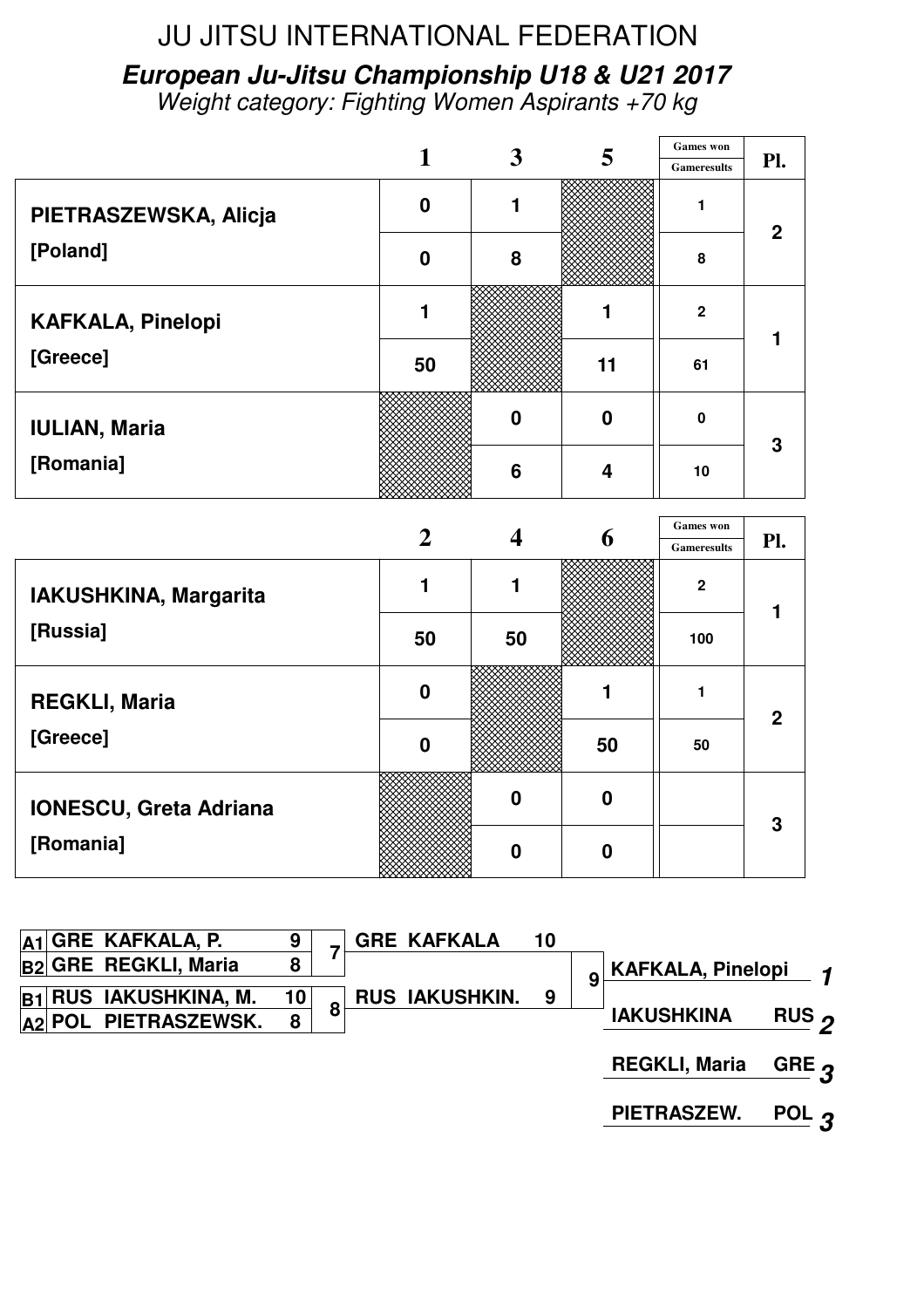# JU JITSU INTERNATIONAL FEDERATION

## *European Ju-Jitsu Championship U18 & U21 2017*

*Weight category: Fighting Women Aspirants +70 kg*

| | 1 | 3 | 5 | Games won / Gameresults | Pl. |
|---|---|---|---|---|---|
| **PIETRASZEWSKA, Alicja** | 0 | 1 | | 1 | 2 |
| **[Poland]** | 0 | 8 | | 8 | |
| **KAFKALA, Pinelopi** | 1 | | 1 | 2 | 1 |
| **[Greece]** | 50 | | 11 | 61 | |
| **IULIAN, Maria** | | 0 | 0 | 0 | 3 |
| **[Romania]** | | 6 | 4 | 10 | |

| | 2 | 4 | 6 | Games won / Gameresults | Pl. |
|---|---|---|---|---|---|
| **IAKUSHKINA, Margarita** | 1 | 1 | | 2 | 1 |
| **[Russia]** | 50 | 50 | | 100 | |
| **REGKLI, Maria** | 0 | | 1 | 1 | 2 |
| **[Greece]** | 0 | | 50 | 50 | |
| **IONESCU, Greta Adriana** | | 0 | 0 | | 3 |
| **[Romania]** | | 0 | 0 | | |

| | | | | Fight | | | Fight | Final |
|---|---|---|---|---|---|---|---|---|
| A1 | GRE | KAFKALA, P. | 9 | 7 | GRE KAFKALA | 10 | 9 | |
| B2 | GRE | REGKLI, Maria | 8 | | | | | |
| B1 | RUS | IAKUSHKINA, M. | 10 | 8 | RUS IAKUSHKIN. | 9 | | |
| A2 | POL | PIETRASZEWSK. | 8 | | | | | |

| Result | | Place |
|---|---|---|
| KAFKALA, Pinelopi | | *1* |
| IAKUSHKINA | RUS | *2* |
| REGKLI, Maria | GRE | *3* |
| PIETRASZEW. | POL | *3* |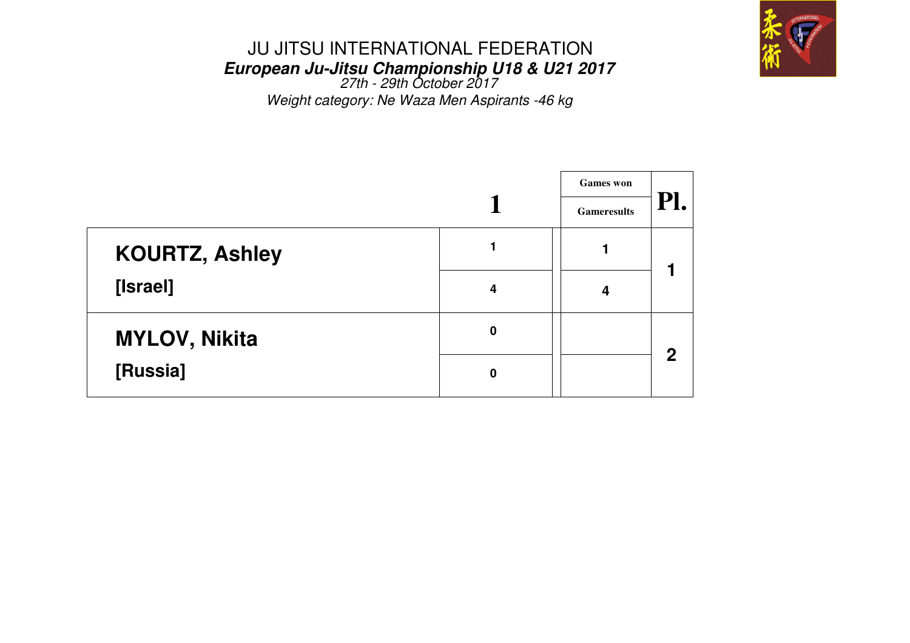# JU JITSU INTERNATIONAL FEDERATION

***European Ju-Jitsu Championship U18 & U21 2017***

*27th - 29th October 2017*

*Weight category: Ne Waza Men Aspirants -46 kg*

| | 1 | Games won / Gameresults | Pl. |
|---|---|---|---|
| **KOURTZ, Ashley** | 1 | 1 | 1 |
| **[Israel]** | 4 | 4 | |
| **MYLOV, Nikita** | 0 | | 2 |
| **[Russia]** | 0 | | |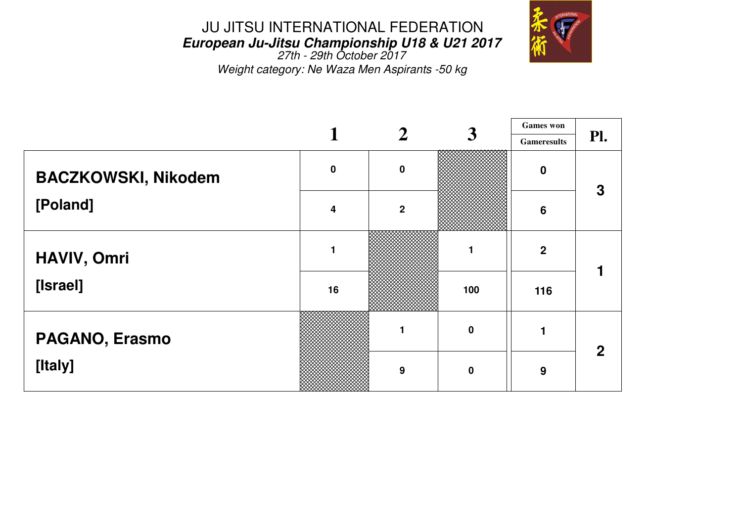JU JITSU INTERNATIONAL FEDERATION

***European Ju-Jitsu Championship U18 & U21 2017***

*27th - 29th October 2017*

*Weight category: Ne Waza Men Aspirants -50 kg*

| | 1 | 2 | 3 | Games won / Gameresults | Pl. |
|---|---|---|---|---|---|
| **BACZKOWSKI, Nikodem** | 0 | 0 | | 0 | 3 |
| **[Poland]** | 4 | 2 | | 6 | |
| **HAVIV, Omri** | 1 | | 1 | 2 | 1 |
| **[Israel]** | 16 | | 100 | 116 | |
| **PAGANO, Erasmo** | | 1 | 0 | 1 | 2 |
| **[Italy]** | | 9 | 0 | 9 | |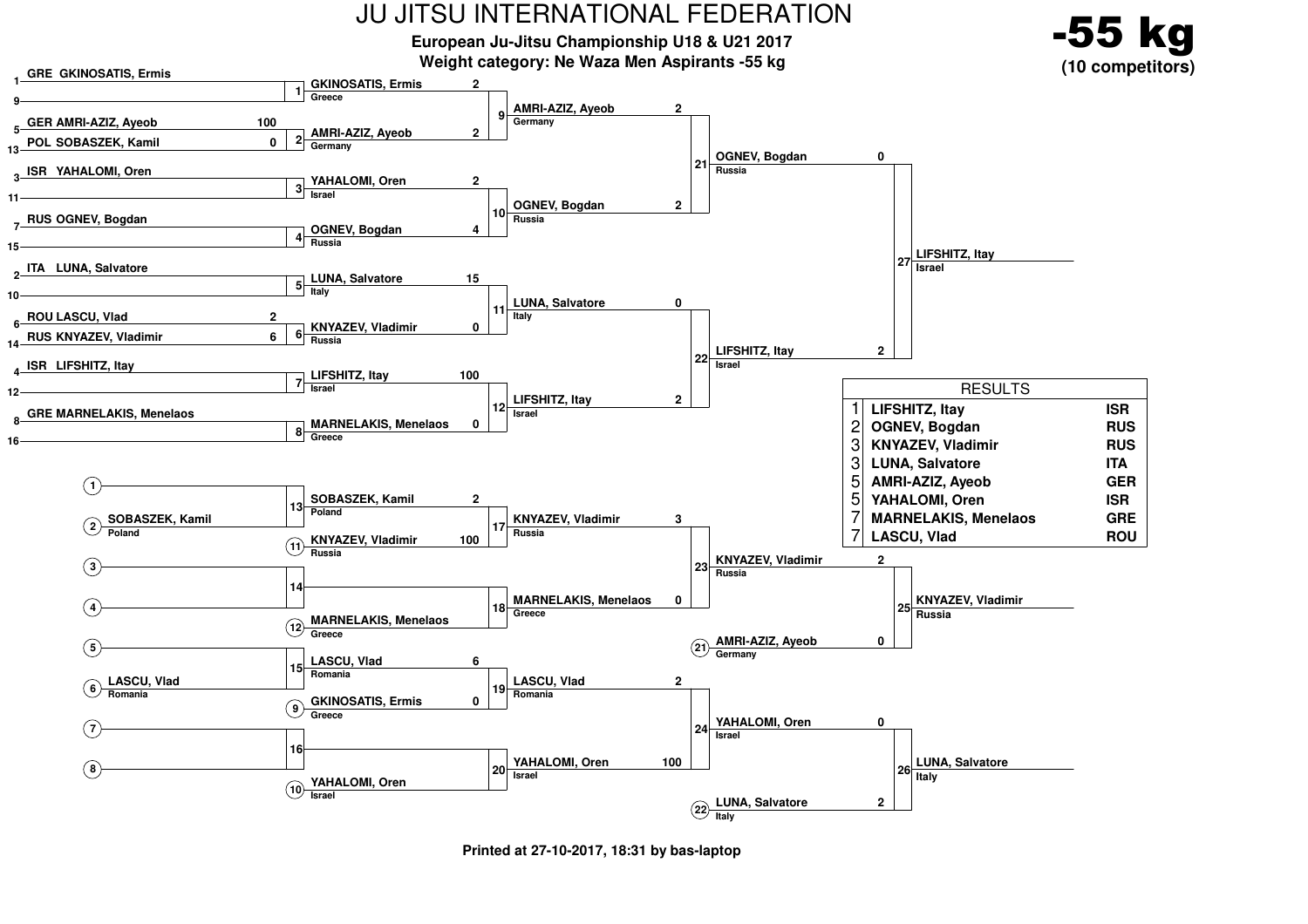# JU JITSU INTERNATIONAL FEDERATION

**European Ju-Jitsu Championship U18 & U21 2017**

**Weight category: Ne Waza Men Aspirants -55 kg**

**-55 kg**
**(10 competitors)**

## Main Bracket

### Round 1

| Seed | Competitor | Score |
|---|---|---|
| 1 | GRE GKINOSATIS, Ermis | |
| 9 | | |
| 5 | GER AMRI-AZIZ, Ayeob | 100 |
| 13 | POL SOBASZEK, Kamil | 0 |
| 3 | ISR YAHALOMI, Oren | |
| 11 | | |
| 7 | RUS OGNEV, Bogdan | |
| 15 | | |
| 2 | ITA LUNA, Salvatore | |
| 10 | | |
| 6 | ROU LASCU, Vlad | 2 |
| 14 | RUS KNYAZEV, Vladimir | 6 |
| 4 | ISR LIFSHITZ, Itay | |
| 12 | | |
| 8 | GRE MARNELAKIS, Menelaos | |
| 16 | | |

### Round 2

| Match | Competitor | Country | Score |
|---|---|---|---|
| 1 | GKINOSATIS, Ermis | Greece | 2 |
| 2 | AMRI-AZIZ, Ayeob | Germany | 2 |
| 3 | YAHALOMI, Oren | Israel | 2 |
| 4 | OGNEV, Bogdan | Russia | 4 |
| 5 | LUNA, Salvatore | Italy | 15 |
| 6 | KNYAZEV, Vladimir | Russia | 0 |
| 7 | LIFSHITZ, Itay | Israel | 100 |
| 8 | MARNELAKIS, Menelaos | Greece | 0 |

### Quarterfinals

| Match | Competitor | Country | Score |
|---|---|---|---|
| 9 | AMRI-AZIZ, Ayeob | Germany | 2 |
| 10 | OGNEV, Bogdan | Russia | 2 |
| 11 | LUNA, Salvatore | Italy | 0 |
| 12 | LIFSHITZ, Itay | Israel | 2 |

### Semifinals

| Match | Competitor | Country | Score |
|---|---|---|---|
| 21 | OGNEV, Bogdan | Russia | 0 |
| 22 | LIFSHITZ, Itay | Israel | 2 |

### Final

| Match | Winner | Country |
|---|---|---|
| 27 | LIFSHITZ, Itay | Israel |

## Repechage

| Match | Competitor | Country | Score |
|---|---|---|---|
| 13 | SOBASZEK, Kamil (from 2) | Poland | 2 |
| 13 | KNYAZEV, Vladimir (from 11) | Russia | 100 |
| 14 | (3) / (4) | | |
| 15 | LASCU, Vlad (from 6) | Romania | 6 |
| 15 | GKINOSATIS, Ermis (from 9) | Greece | 0 |
| 16 | (7) / (8) | | |
| 17 | KNYAZEV, Vladimir | Russia | 3 |
| 18 | MARNELAKIS, Menelaos (from 12) | Greece | 0 |
| 19 | LASCU, Vlad | Romania | 2 |
| 20 | YAHALOMI, Oren (from 10) | Israel | 100 |
| 23 | KNYAZEV, Vladimir | Russia | 2 |
| 23 | AMRI-AZIZ, Ayeob (from 21) | Germany | 0 |
| 24 | YAHALOMI, Oren | Israel | 0 |
| 24 | LUNA, Salvatore (from 22) | Italy | 2 |
| 25 | KNYAZEV, Vladimir | Russia | |
| 26 | LUNA, Salvatore | Italy | |

## RESULTS

| Place | Name | Country |
|---|---|---|
| 1 | LIFSHITZ, Itay | ISR |
| 2 | OGNEV, Bogdan | RUS |
| 3 | KNYAZEV, Vladimir | RUS |
| 3 | LUNA, Salvatore | ITA |
| 5 | AMRI-AZIZ, Ayeob | GER |
| 5 | YAHALOMI, Oren | ISR |
| 7 | MARNELAKIS, Menelaos | GRE |
| 7 | LASCU, Vlad | ROU |

Printed at 27-10-2017, 18:31 by bas-laptop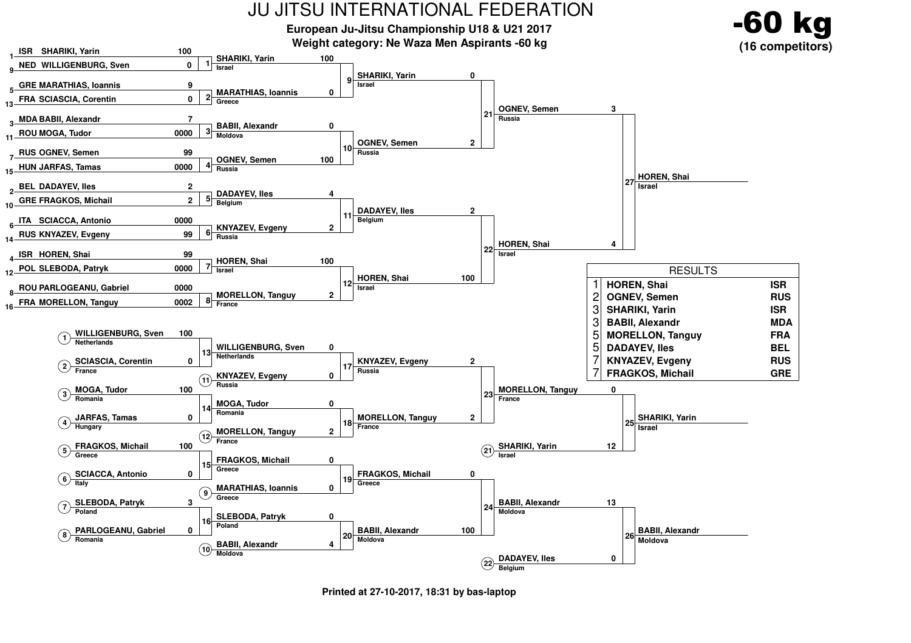# JU JITSU INTERNATIONAL FEDERATION

**European Ju-Jitsu Championship U18 & U21 2017**

**Weight category: Ne Waza Men Aspirants -60 kg**

**-60 kg**
**(16 competitors)**

## Main bracket

### Round 1

| Match | Seed | Competitor | Score |
|---|---|---|---|
| 1 | 1 | ISR SHARIKI, Yarin | 100 |
| | 9 | NED WILLIGENBURG, Sven | 0 |
| 2 | 5 | GRE MARATHIAS, Ioannis | 9 |
| | 13 | FRA SCIASCIA, Corentin | 0 |
| 3 | 3 | MDA BABII, Alexandr | 7 |
| | 11 | ROU MOGA, Tudor | 0000 |
| 4 | 7 | RUS OGNEV, Semen | 99 |
| | 15 | HUN JARFAS, Tamas | 0000 |
| 5 | 2 | BEL DADAYEV, Iles | 2 |
| | 10 | GRE FRAGKOS, Michail | 2 |
| 6 | 6 | ITA SCIACCA, Antonio | 0000 |
| | 14 | RUS KNYAZEV, Evgeny | 99 |
| 7 | 4 | ISR HOREN, Shai | 99 |
| | 12 | POL SLEBODA, Patryk | 0000 |
| 8 | 8 | ROU PARLOGEANU, Gabriel | 0000 |
| | 16 | FRA MORELLON, Tanguy | 0002 |

### Round 2

| Match | Competitor | Country | Score |
|---|---|---|---|
| 9 | SHARIKI, Yarin | Israel | 100 |
| | MARATHIAS, Ioannis | Greece | 0 |
| 10 | BABII, Alexandr | Moldova | 0 |
| | OGNEV, Semen | Russia | 100 |
| 11 | DADAYEV, Iles | Belgium | 4 |
| | KNYAZEV, Evgeny | Russia | 2 |
| 12 | HOREN, Shai | Israel | 100 |
| | MORELLON, Tanguy | France | 2 |

### Semi-finals

| Match | Competitor | Country | Score |
|---|---|---|---|
| 21 | SHARIKI, Yarin | Israel | 0 |
| | OGNEV, Semen | Russia | 2 |
| 22 | DADAYEV, Iles | Belgium | 2 |
| | HOREN, Shai | Israel | 100 |

### Final

| Match | Competitor | Country | Score |
|---|---|---|---|
| 27 | OGNEV, Semen | Russia | 3 |
| | HOREN, Shai | Israel | 4 |

Winner: HOREN, Shai (Israel)

## Repechage

| Match | Competitor | Country | Score |
|---|---|---|---|
| 13 | (1) WILLIGENBURG, Sven | Netherlands | 100 |
| | (2) SCIASCIA, Corentin | France | 0 |
| 14 | (3) MOGA, Tudor | Romania | 100 |
| | (4) JARFAS, Tamas | Hungary | 0 |
| 15 | (5) FRAGKOS, Michail | Greece | 100 |
| | (6) SCIACCA, Antonio | Italy | 0 |
| 16 | (7) SLEBODA, Patryk | Poland | 3 |
| | (8) PARLOGEANU, Gabriel | Romania | 0 |
| 17 | WILLIGENBURG, Sven | Netherlands | 0 |
| | (11) KNYAZEV, Evgeny | Russia | 0 |
| 18 | MOGA, Tudor | Romania | 0 |
| | (12) MORELLON, Tanguy | France | 2 |
| 19 | FRAGKOS, Michail | Greece | 0 |
| | (9) MARATHIAS, Ioannis | Greece | 0 |
| 20 | SLEBODA, Patryk | Poland | 0 |
| | (10) BABII, Alexandr | Moldova | 4 |
| 23 | KNYAZEV, Evgeny | Russia | 2 |
| | MORELLON, Tanguy | France | 2 |
| 24 | FRAGKOS, Michail | Greece | 0 |
| | BABII, Alexandr | Moldova | 100 |
| 25 | MORELLON, Tanguy | France | 0 |
| | (21) SHARIKI, Yarin | Israel | 12 |
| 26 | BABII, Alexandr | Moldova | 13 |
| | (22) DADAYEV, Iles | Belgium | 0 |

Winner match 25: SHARIKI, Yarin (Israel)

Winner match 26: BABII, Alexandr (Moldova)

## RESULTS

| Place | Name | Country |
|---|---|---|
| 1 | HOREN, Shai | ISR |
| 2 | OGNEV, Semen | RUS |
| 3 | SHARIKI, Yarin | ISR |
| 3 | BABII, Alexandr | MDA |
| 5 | MORELLON, Tanguy | FRA |
| 5 | DADAYEV, Iles | BEL |
| 7 | KNYAZEV, Evgeny | RUS |
| 7 | FRAGKOS, Michail | GRE |

Printed at 27-10-2017, 18:31 by bas-laptop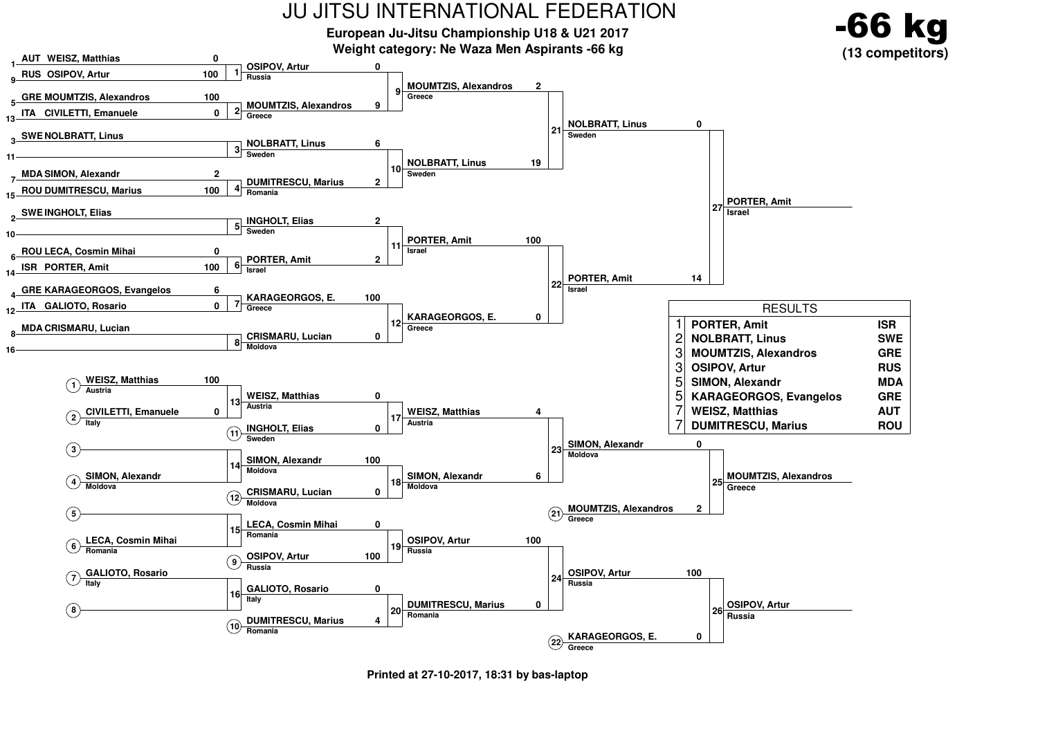# JU JITSU INTERNATIONAL FEDERATION

**European Ju-Jitsu Championship U18 & U21 2017**

**Weight category: Ne Waza Men Aspirants -66 kg**

**-66 kg**
**(13 competitors)**

## Main bracket

### Round 1

| Seed | Competitor | Score | Match |
|---|---|---|---|
| 1 | AUT WEISZ, Matthias | 0 | 1 |
| 9 | RUS OSIPOV, Artur | 100 | 1 |
| 5 | GRE MOUMTZIS, Alexandros | 100 | 2 |
| 13 | ITA CIVILETTI, Emanuele | 0 | 2 |
| 3 | SWE NOLBRATT, Linus | | 3 |
| 11 | | | 3 |
| 7 | MDA SIMON, Alexandr | 2 | 4 |
| 15 | ROU DUMITRESCU, Marius | 100 | 4 |
| 2 | SWE INGHOLT, Elias | | 5 |
| 10 | | | 5 |
| 6 | ROU LECA, Cosmin Mihai | 0 | 6 |
| 14 | ISR PORTER, Amit | 100 | 6 |
| 4 | GRE KARAGEORGOS, Evangelos | 6 | 7 |
| 12 | ITA GALIOTO, Rosario | 0 | 7 |
| 8 | MDA CRISMARU, Lucian | | 8 |
| 16 | | | 8 |

### Round 2

| Match | Competitor | Country | Score |
|---|---|---|---|
| 9 | OSIPOV, Artur | Russia | 0 |
| 9 | MOUMTZIS, Alexandros | Greece | 9 |
| 10 | NOLBRATT, Linus | Sweden | 6 |
| 10 | DUMITRESCU, Marius | Romania | 2 |
| 11 | INGHOLT, Elias | Sweden | 2 |
| 11 | PORTER, Amit | Israel | 2 |
| 12 | KARAGEORGOS, E. | Greece | 100 |
| 12 | CRISMARU, Lucian | Moldova | 0 |

### Quarterfinals

| Match | Competitor | Country | Score |
|---|---|---|---|
| 21 | MOUMTZIS, Alexandros | Greece | 2 |
| 21 | NOLBRATT, Linus | Sweden | 19 |
| 22 | PORTER, Amit | Israel | 100 |
| 22 | KARAGEORGOS, E. | Greece | 0 |

### Semifinal

| Match | Competitor | Country | Score |
|---|---|---|---|
| 27 | NOLBRATT, Linus | Sweden | 0 |
| 27 | PORTER, Amit | Israel | 14 |

### Final winner

PORTER, Amit — Israel

## Repechage

| Match | Competitor | Country | Score |
|---|---|---|---|
| 13 | (1) WEISZ, Matthias | Austria | 100 |
| 13 | (2) CIVILETTI, Emanuele | Italy | 0 |
| 14 | (3) | | |
| 14 | (4) SIMON, Alexandr | Moldova | |
| 15 | (5) | | |
| 15 | (6) LECA, Cosmin Mihai | Romania | |
| 16 | (7) GALIOTO, Rosario | Italy | |
| 16 | (8) | | |

| Match | Competitor | Country | Score |
|---|---|---|---|
| 17 | WEISZ, Matthias | Austria | 0 |
| 17 | (11) INGHOLT, Elias | Sweden | 0 |
| 18 | SIMON, Alexandr | Moldova | 100 |
| 18 | (12) CRISMARU, Lucian | Moldova | 0 |
| 19 | LECA, Cosmin Mihai | Romania | 0 |
| 19 | (9) OSIPOV, Artur | Russia | 100 |
| 20 | GALIOTO, Rosario | Italy | 0 |
| 20 | (10) DUMITRESCU, Marius | Romania | 4 |

| Match | Competitor | Country | Score |
|---|---|---|---|
| 23 | WEISZ, Matthias | Austria | 4 |
| 23 | SIMON, Alexandr | Moldova | 6 |
| 24 | OSIPOV, Artur | Russia | 100 |
| 24 | DUMITRESCU, Marius | Romania | 0 |

| Match | Competitor | Country | Score |
|---|---|---|---|
| 25 | SIMON, Alexandr | Moldova | 0 |
| 25 | (21) MOUMTZIS, Alexandros | Greece | 2 |
| 26 | OSIPOV, Artur | Russia | 100 |
| 26 | (22) KARAGEORGOS, E. | Greece | 0 |

Match 25 winner: MOUMTZIS, Alexandros — Greece

Match 26 winner: OSIPOV, Artur — Russia

## RESULTS

| Place | Name | Country |
|---|---|---|
| 1 | PORTER, Amit | ISR |
| 2 | NOLBRATT, Linus | SWE |
| 3 | MOUMTZIS, Alexandros | GRE |
| 3 | OSIPOV, Artur | RUS |
| 5 | SIMON, Alexandr | MDA |
| 5 | KARAGEORGOS, Evangelos | GRE |
| 7 | WEISZ, Matthias | AUT |
| 7 | DUMITRESCU, Marius | ROU |

Printed at 27-10-2017, 18:31 by bas-laptop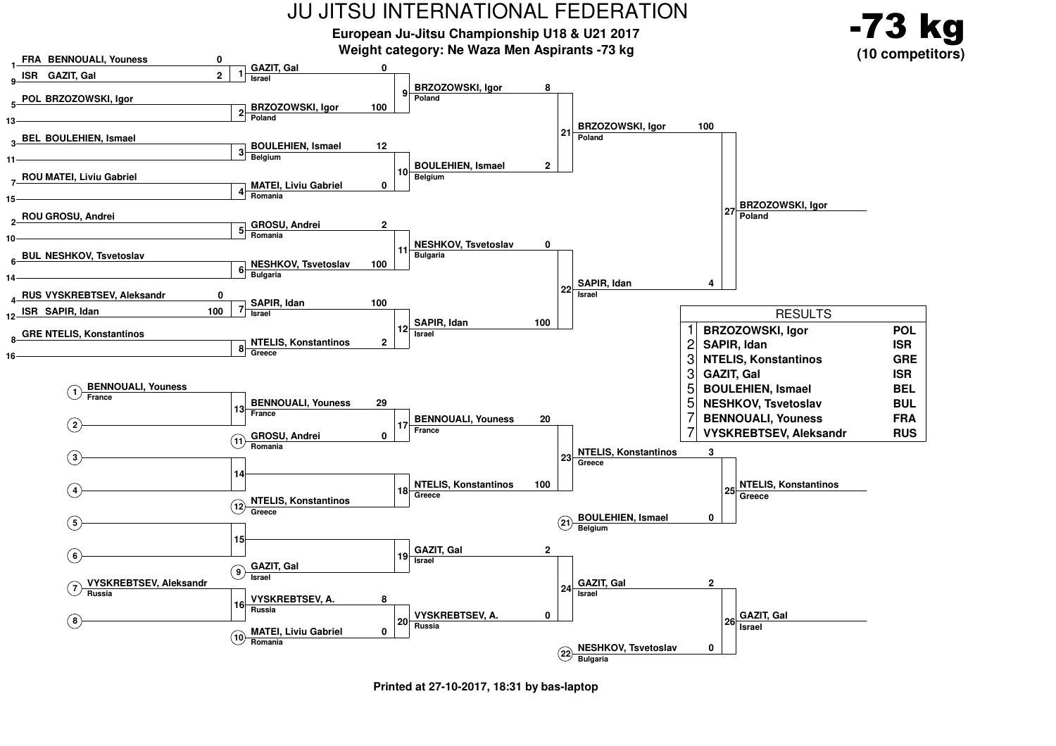# JU JITSU INTERNATIONAL FEDERATION

**European Ju-Jitsu Championship U18 & U21 2017**

**Weight category: Ne Waza Men Aspirants -73 kg**

# -73 kg

**(10 competitors)**

## Main bracket

### Round 1

| Fight | Competitor | Score |
|---|---|---|
| 1 | 1 FRA BENNOUALI, Youness | 0 |
| | 9 ISR GAZIT, Gal | 2 |
| 2 | 5 POL BRZOZOWSKI, Igor | |
| | 13 | |
| 3 | 3 BEL BOULEHIEN, Ismael | |
| | 11 | |
| 4 | 7 ROU MATEI, Liviu Gabriel | |
| | 15 | |
| 5 | 2 ROU GROSU, Andrei | |
| | 10 | |
| 6 | 6 BUL NESHKOV, Tsvetoslav | |
| | 14 | |
| 7 | 4 RUS VYSKREBTSEV, Aleksandr | 0 |
| | 12 ISR SAPIR, Idan | 100 |
| 8 | 8 GRE NTELIS, Konstantinos | |
| | 16 | |

### Round 2

| Fight | Competitor | Score |
|---|---|---|
| 9 | GAZIT, Gal (Israel) | 0 |
| | BRZOZOWSKI, Igor (Poland) | 100 |
| 10 | BOULEHIEN, Ismael (Belgium) | 12 |
| | MATEI, Liviu Gabriel (Romania) | 0 |
| 11 | GROSU, Andrei (Romania) | 2 |
| | NESHKOV, Tsvetoslav (Bulgaria) | 100 |
| 12 | SAPIR, Idan (Israel) | 100 |
| | NTELIS, Konstantinos (Greece) | 2 |

### Quarterfinals

| Fight | Competitor | Score |
|---|---|---|
| 21 | BRZOZOWSKI, Igor (Poland) | 8 |
| | BOULEHIEN, Ismael (Belgium) | 2 |
| 22 | NESHKOV, Tsvetoslav (Bulgaria) | 0 |
| | SAPIR, Idan (Israel) | 100 |

### Final

| Fight | Competitor | Score |
|---|---|---|
| 27 | BRZOZOWSKI, Igor (Poland) | 100 |
| | SAPIR, Idan (Israel) | 4 |

Winner: BRZOZOWSKI, Igor (Poland)

## Repechage

| Fight | Competitor | Score |
|---|---|---|
| 13 | (1) BENNOUALI, Youness (France) | |
| | (2) | |
| 14 | (3) | |
| | (4) | |
| 15 | (5) | |
| | (6) | |
| 16 | (7) VYSKREBTSEV, Aleksandr (Russia) | |
| | (8) | |

| Fight | Competitor | Score |
|---|---|---|
| 17 | BENNOUALI, Youness (France) | 29 |
| | (11) GROSU, Andrei (Romania) | 0 |
| 18 | (empty) | |
| | (12) NTELIS, Konstantinos (Greece) | |
| 19 | (empty) | |
| | (9) GAZIT, Gal (Israel) | |
| 20 | VYSKREBTSEV, A. (Russia) | 8 |
| | (10) MATEI, Liviu Gabriel (Romania) | 0 |

| Fight | Competitor | Score |
|---|---|---|
| 23 | BENNOUALI, Youness (France) | 20 |
| | NTELIS, Konstantinos (Greece) | 100 |
| 24 | GAZIT, Gal (Israel) | 2 |
| | VYSKREBTSEV, A. (Russia) | 0 |

| Fight | Competitor | Score |
|---|---|---|
| 25 | NTELIS, Konstantinos (Greece) | 3 |
| | (21) BOULEHIEN, Ismael (Belgium) | 0 |
| 26 | GAZIT, Gal (Israel) | 2 |
| | (22) NESHKOV, Tsvetoslav (Bulgaria) | 0 |

Winner fight 25: NTELIS, Konstantinos (Greece)

Winner fight 26: GAZIT, Gal (Israel)

## RESULTS

| Place | Name | Country |
|---|---|---|
| 1 | BRZOZOWSKI, Igor | POL |
| 2 | SAPIR, Idan | ISR |
| 3 | NTELIS, Konstantinos | GRE |
| 3 | GAZIT, Gal | ISR |
| 5 | BOULEHIEN, Ismael | BEL |
| 5 | NESHKOV, Tsvetoslav | BUL |
| 7 | BENNOUALI, Youness | FRA |
| 7 | VYSKREBTSEV, Aleksandr | RUS |

Printed at 27-10-2017, 18:31 by bas-laptop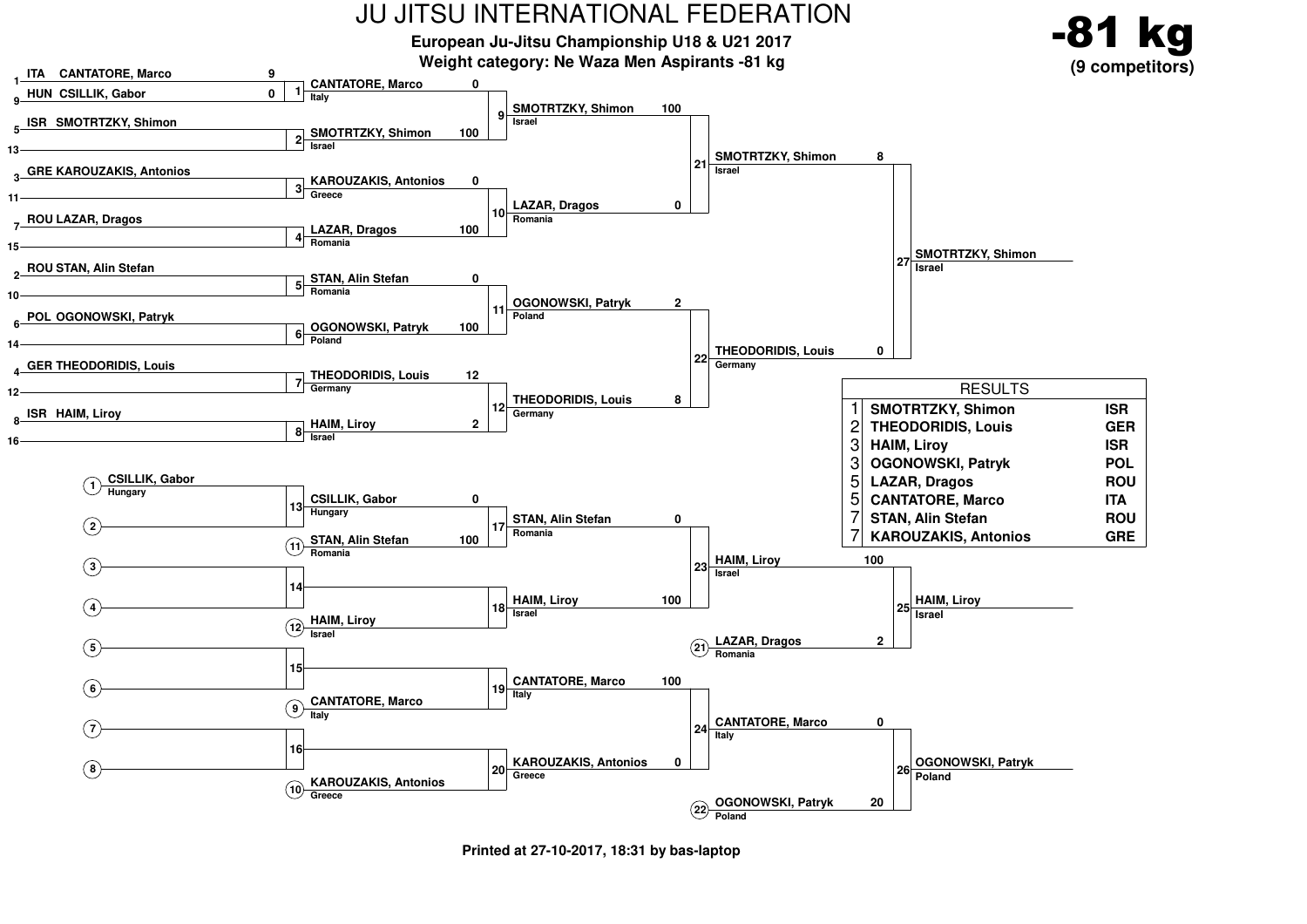# JU JITSU INTERNATIONAL FEDERATION

**European Ju-Jitsu Championship U18 & U21 2017**

**Weight category: Ne Waza Men Aspirants -81 kg**

**-81 kg**
**(9 competitors)**

## Main bracket

### First round

| Seed | Country | Name | Score |
|---|---|---|---|
| 1 | ITA | CANTATORE, Marco | 9 |
| 9 | HUN | CSILLIK, Gabor | 0 |
| 5 | ISR | SMOTRTZKY, Shimon | |
| 13 | | | |
| 3 | GRE | KAROUZAKIS, Antonios | |
| 11 | | | |
| 7 | ROU | LAZAR, Dragos | |
| 15 | | | |
| 2 | ROU | STAN, Alin Stefan | |
| 10 | | | |
| 6 | POL | OGONOWSKI, Patryk | |
| 14 | | | |
| 4 | GER | THEODORIDIS, Louis | |
| 12 | | | |
| 8 | ISR | HAIM, Liroy | |
| 16 | | | |

### Matches

| Match | Competitor (Country) | Score | Competitor (Country) | Score |
|---|---|---|---|---|
| 1 | CANTATORE, Marco (Italy) | | | |
| 9 | CANTATORE, Marco (Italy) | 0 | SMOTRTZKY, Shimon (Israel) | 100 |
| 10 | KAROUZAKIS, Antonios (Greece) | 0 | LAZAR, Dragos (Romania) | 100 |
| 11 | STAN, Alin Stefan (Romania) | 0 | OGONOWSKI, Patryk (Poland) | 100 |
| 12 | THEODORIDIS, Louis (Germany) | 12 | HAIM, Liroy (Israel) | 2 |
| 21 | SMOTRTZKY, Shimon (Israel) | 100 | LAZAR, Dragos (Romania) | 0 |
| 22 | OGONOWSKI, Patryk (Poland) | 2 | THEODORIDIS, Louis (Germany) | 8 |
| 27 | SMOTRTZKY, Shimon (Israel) | 8 | THEODORIDIS, Louis (Germany) | 0 |

Winner match 27: **SMOTRTZKY, Shimon** (Israel)

## Repechage

| Match | Competitor (Country) | Score | Competitor (Country) | Score |
|---|---|---|---|---|
| 13 | (1) CSILLIK, Gabor (Hungary) | | (2) | |
| 14 | (3) | | (4) | |
| 15 | (5) | | (6) | |
| 16 | (7) | | (8) | |
| 17 | CSILLIK, Gabor (Hungary) | 0 | (11) STAN, Alin Stefan (Romania) | 100 |
| 18 | | | (12) HAIM, Liroy (Israel) | |
| 19 | | | (9) CANTATORE, Marco (Italy) | |
| 20 | | | (10) KAROUZAKIS, Antonios (Greece) | |
| 23 | STAN, Alin Stefan (Romania) | 0 | HAIM, Liroy (Israel) | 100 |
| 24 | CANTATORE, Marco (Italy) | 100 | KAROUZAKIS, Antonios (Greece) | 0 |
| 25 | HAIM, Liroy (Israel) | 100 | (21) LAZAR, Dragos (Romania) | 2 |
| 26 | CANTATORE, Marco (Italy) | 0 | (22) OGONOWSKI, Patryk (Poland) | 20 |

Winner match 25: **HAIM, Liroy** (Israel)

Winner match 26: **OGONOWSKI, Patryk** (Poland)

## RESULTS

| Place | Name | Country |
|---|---|---|
| 1 | SMOTRTZKY, Shimon | ISR |
| 2 | THEODORIDIS, Louis | GER |
| 3 | HAIM, Liroy | ISR |
| 3 | OGONOWSKI, Patryk | POL |
| 5 | LAZAR, Dragos | ROU |
| 5 | CANTATORE, Marco | ITA |
| 7 | STAN, Alin Stefan | ROU |
| 7 | KAROUZAKIS, Antonios | GRE |

Printed at 27-10-2017, 18:31 by bas-laptop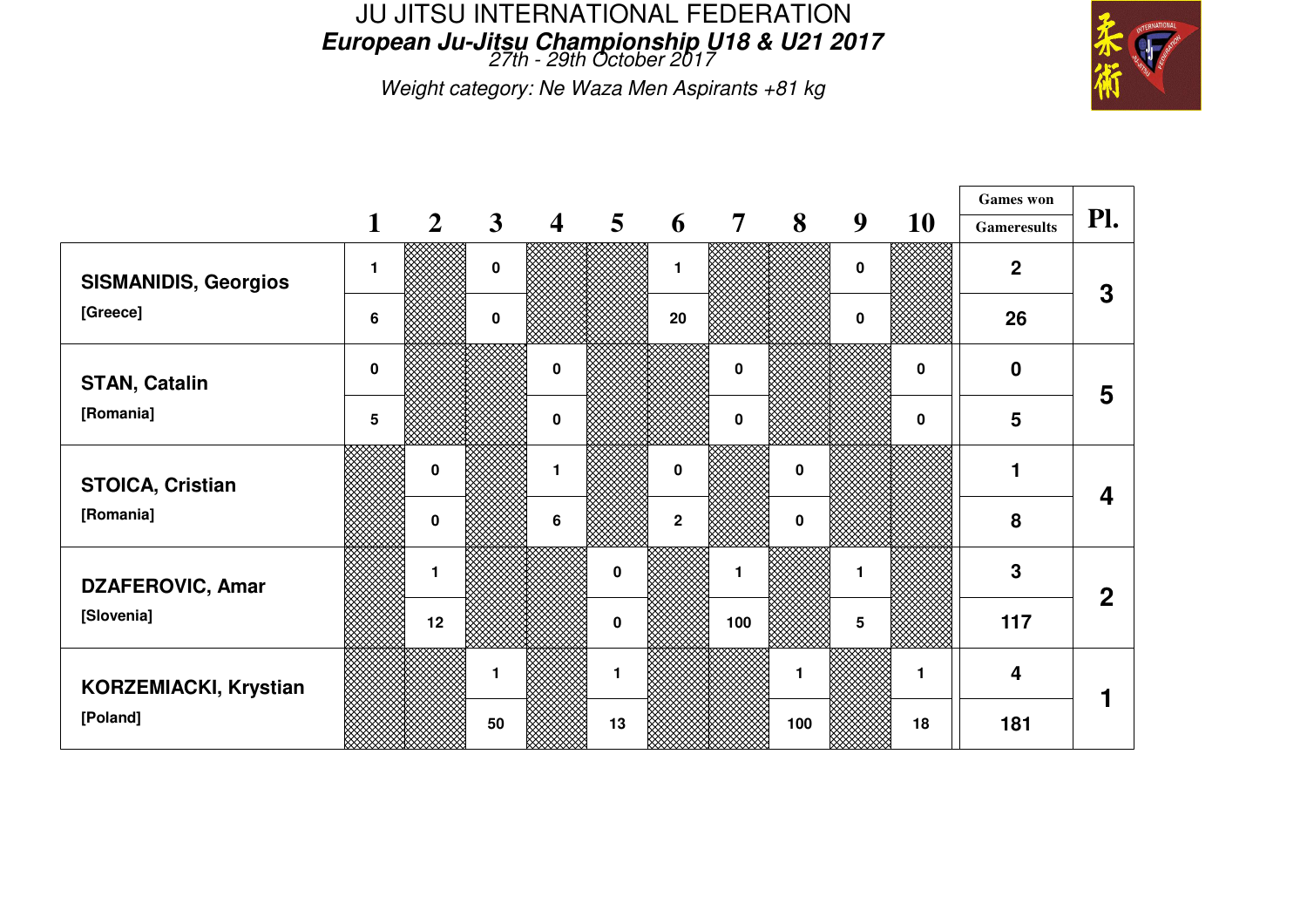# JU JITSU INTERNATIONAL FEDERATION

***European Ju-Jitsu Championship U18 & U21 2017***

*27th - 29th October 2017*

*Weight category: Ne Waza Men Aspirants +81 kg*

| | | 1 | 2 | 3 | 4 | 5 | 6 | 7 | 8 | 9 | 10 | Games won / Gameresults | Pl. |
|---|---|---|---|---|---|---|---|---|---|---|---|---|---|
| **SISMANIDIS, Georgios** | Games won | 1 | | 0 | | | 1 | | | 0 | | 2 | 3 |
| [Greece] | Gameresults | 6 | | 0 | | | 20 | | | 0 | | 26 | |
| **STAN, Catalin** | Games won | 0 | | | 0 | | | 0 | | | 0 | 0 | 5 |
| [Romania] | Gameresults | 5 | | | 0 | | | 0 | | | 0 | 5 | |
| **STOICA, Cristian** | Games won | | 0 | | 1 | | 0 | | 0 | | | 1 | 4 |
| [Romania] | Gameresults | | 0 | | 6 | | 2 | | 0 | | | 8 | |
| **DZAFEROVIC, Amar** | Games won | | 1 | | | 0 | | 1 | | 1 | | 3 | 2 |
| [Slovenia] | Gameresults | | 12 | | | 0 | | 100 | | 5 | | 117 | |
| **KORZEMIACKI, Krystian** | Games won | | | 1 | | 1 | | | 1 | | 1 | 4 | 1 |
| [Poland] | Gameresults | | | 50 | | 13 | | | 100 | | 18 | 181 | |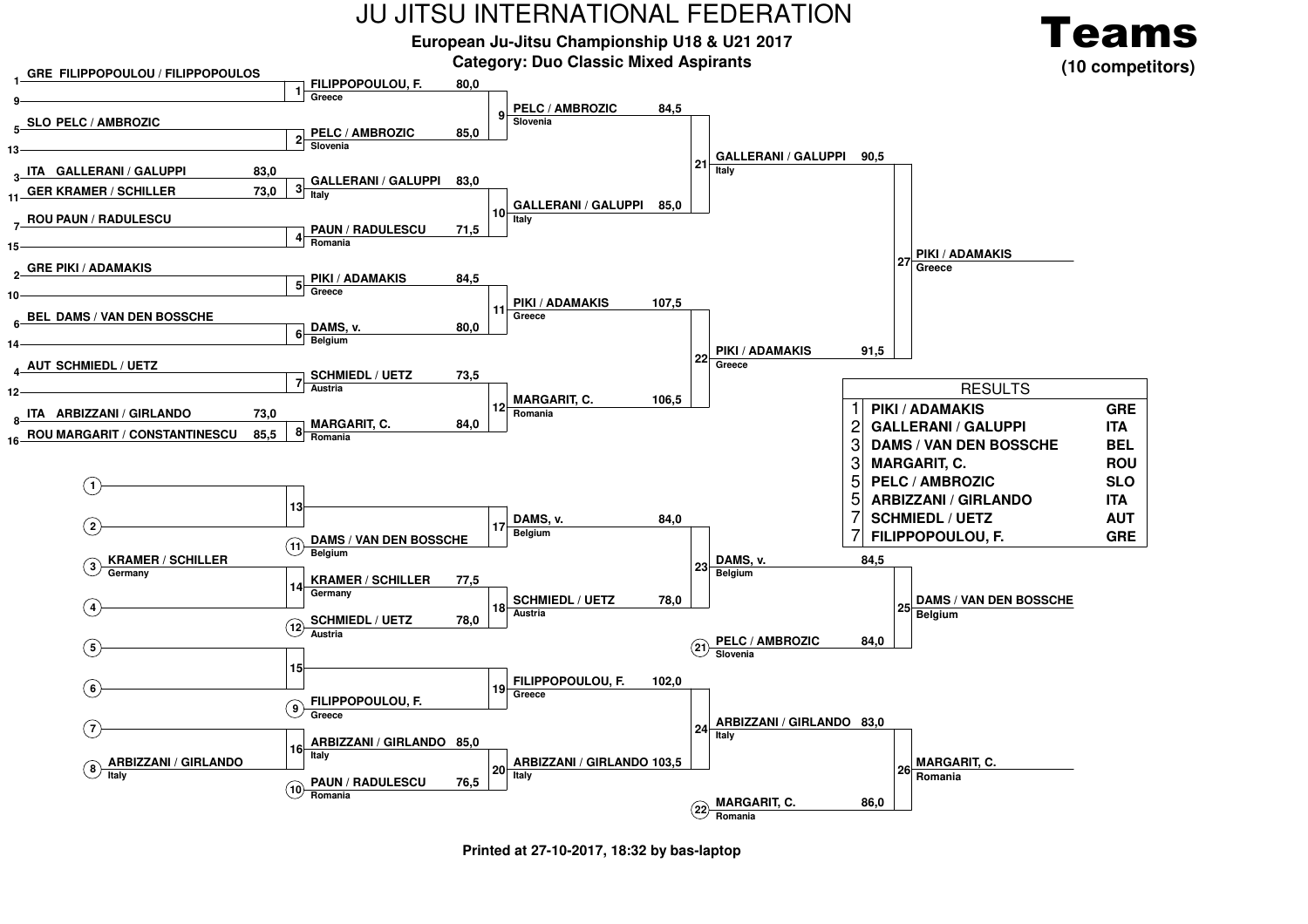# JU JITSU INTERNATIONAL FEDERATION

**European Ju-Jitsu Championship U18 & U21 2017**

**Category: Duo Classic Mixed Aspirants**

**Teams**
**(10 competitors)**

## Main bracket

### Round 1

| Seed | Competitor | Score |
|---|---|---|
| 1 | GRE FILIPPOPOULOU / FILIPPOPOULOS | |
| 9 | | |
| 5 | SLO PELC / AMBROZIC | |
| 13 | | |
| 3 | ITA GALLERANI / GALUPPI | 83,0 |
| 11 | GER KRAMER / SCHILLER | 73,0 |
| 7 | ROU PAUN / RADULESCU | |
| 15 | | |
| 2 | GRE PIKI / ADAMAKIS | |
| 10 | | |
| 6 | BEL DAMS / VAN DEN BOSSCHE | |
| 14 | | |
| 4 | AUT SCHMIEDL / UETZ | |
| 12 | | |
| 8 | ITA ARBIZZANI / GIRLANDO | 73,0 |
| 16 | ROU MARGARIT / CONSTANTINESCU | 85,5 |

### Round 2

| Match | Competitor | Country | Score |
|---|---|---|---|
| 1 | FILIPPOPOULOU, F. | Greece | 80,0 |
| 2 | PELC / AMBROZIC | Slovenia | 85,0 |
| 3 | GALLERANI / GALUPPI | Italy | 83,0 |
| 4 | PAUN / RADULESCU | Romania | 71,5 |
| 5 | PIKI / ADAMAKIS | Greece | 84,5 |
| 6 | DAMS, v. | Belgium | 80,0 |
| 7 | SCHMIEDL / UETZ | Austria | 73,5 |
| 8 | MARGARIT, C. | Romania | 84,0 |

### Quarterfinals

| Match | Competitor | Country | Score |
|---|---|---|---|
| 9 | PELC / AMBROZIC | Slovenia | 84,5 |
| 10 | GALLERANI / GALUPPI | Italy | 85,0 |
| 11 | PIKI / ADAMAKIS | Greece | 107,5 |
| 12 | MARGARIT, C. | Romania | 106,5 |

### Semifinals

| Match | Competitor | Country | Score |
|---|---|---|---|
| 21 | GALLERANI / GALUPPI | Italy | 90,5 |
| 22 | PIKI / ADAMAKIS | Greece | 91,5 |

### Final

| Match | Competitor | Country |
|---|---|---|
| 27 | PIKI / ADAMAKIS | Greece |

## Repechage

| Match | Competitor | Country | Score |
|---|---|---|---|
| 13 | (1) / (2) | | |
| 14 | (3) KRAMER / SCHILLER – Germany / (4) | | |
| 15 | (5) / (6) | | |
| 16 | (7) / (8) ARBIZZANI / GIRLANDO – Italy | | |
| 13 → 17 | (11) DAMS / VAN DEN BOSSCHE | Belgium | |
| 14 → 18 | KRAMER / SCHILLER | Germany | 77,5 |
| 18 | (12) SCHMIEDL / UETZ | Austria | 78,0 |
| 15 → 19 | (9) FILIPPOPOULOU, F. | Greece | |
| 16 → 20 | ARBIZZANI / GIRLANDO | Italy | 85,0 |
| 20 | (10) PAUN / RADULESCU | Romania | 76,5 |
| 17 | DAMS, v. | Belgium | 84,0 |
| 18 | SCHMIEDL / UETZ | Austria | 78,0 |
| 19 | FILIPPOPOULOU, F. | Greece | 102,0 |
| 20 | ARBIZZANI / GIRLANDO | Italy | 103,5 |
| 23 | DAMS, v. | Belgium | 84,5 |
| 23 | (21) PELC / AMBROZIC | Slovenia | 84,0 |
| 24 | ARBIZZANI / GIRLANDO | Italy | 83,0 |
| 24 | (22) MARGARIT, C. | Romania | 86,0 |
| 25 | DAMS / VAN DEN BOSSCHE | Belgium | |
| 26 | MARGARIT, C. | Romania | |

## RESULTS

| Place | Competitor | Country |
|---|---|---|
| 1 | PIKI / ADAMAKIS | GRE |
| 2 | GALLERANI / GALUPPI | ITA |
| 3 | DAMS / VAN DEN BOSSCHE | BEL |
| 3 | MARGARIT, C. | ROU |
| 5 | PELC / AMBROZIC | SLO |
| 5 | ARBIZZANI / GIRLANDO | ITA |
| 7 | SCHMIEDL / UETZ | AUT |
| 7 | FILIPPOPOULOU, F. | GRE |

Printed at 27-10-2017, 18:32 by bas-laptop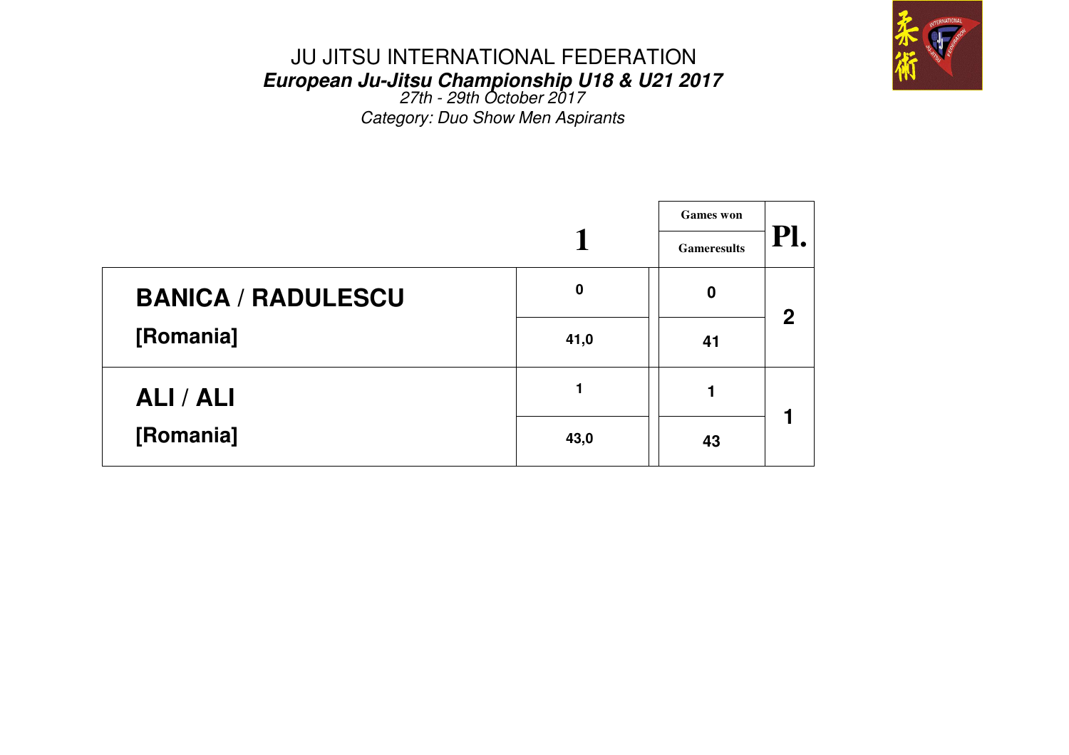# JU JITSU INTERNATIONAL FEDERATION

***European Ju-Jitsu Championship U18 & U21 2017***

*27th - 29th October 2017*

*Category: Duo Show Men Aspirants*

| | 1 | Games won / Gameresults | Pl. |
|---|---|---|---|
| **BANICA / RADULESCU** | **0** | **0** | **2** |
| **[Romania]** | **41,0** | **41** | |
| **ALI / ALI** | **1** | **1** | **1** |
| **[Romania]** | **43,0** | **43** | |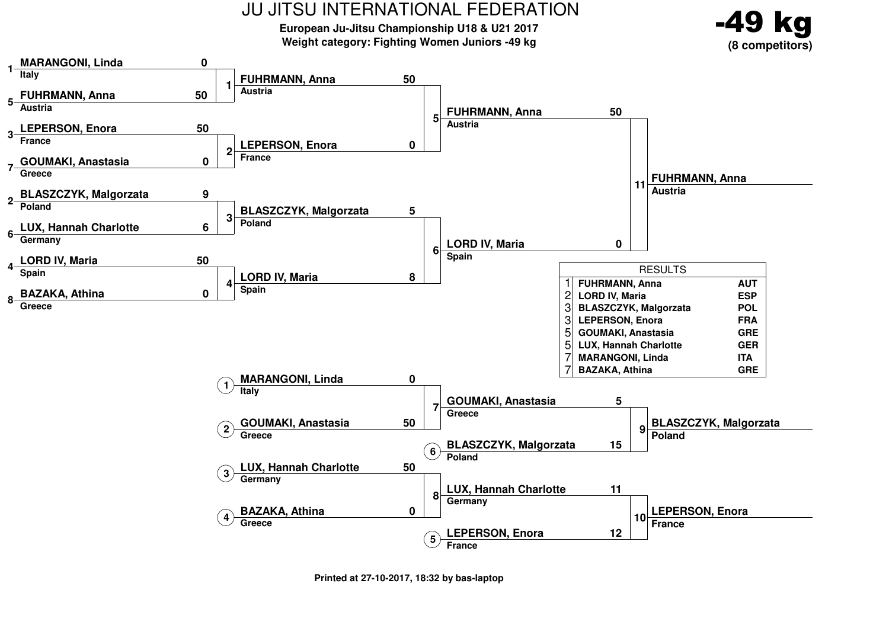# JU JITSU INTERNATIONAL FEDERATION

**European Ju-Jitsu Championship U18 & U21 2017**
**Weight category: Fighting Women Juniors -49 kg**

**-49 kg**
**(8 competitors)**

## Main Bracket

### Round 1

| Fight | Seed | Competitor | Country | Score |
|---|---|---|---|---|
| 1 | 1 | MARANGONI, Linda | Italy | 0 |
| 1 | 5 | FUHRMANN, Anna | Austria | 50 |
| 2 | 3 | LEPERSON, Enora | France | 50 |
| 2 | 7 | GOUMAKI, Anastasia | Greece | 0 |
| 3 | 2 | BLASZCZYK, Malgorzata | Poland | 9 |
| 3 | 6 | LUX, Hannah Charlotte | Germany | 6 |
| 4 | 4 | LORD IV, Maria | Spain | 50 |
| 4 | 8 | BAZAKA, Athina | Greece | 0 |

### Semi-finals

| Fight | Competitor | Country | Score |
|---|---|---|---|
| 5 | FUHRMANN, Anna | Austria | 50 |
| 5 | LEPERSON, Enora | France | 0 |
| 6 | BLASZCZYK, Malgorzata | Poland | 5 |
| 6 | LORD IV, Maria | Spain | 8 |

### Final

| Fight | Competitor | Country | Score |
|---|---|---|---|
| 11 | FUHRMANN, Anna | Austria | 50 |
| 11 | LORD IV, Maria | Spain | 0 |

Winner: **FUHRMANN, Anna** – Austria

## Repechage

| Fight | Entry | Competitor | Country | Score |
|---|---|---|---|---|
| 7 | 1 | MARANGONI, Linda | Italy | 0 |
| 7 | 2 | GOUMAKI, Anastasia | Greece | 50 |
| 8 | 3 | LUX, Hannah Charlotte | Germany | 50 |
| 8 | 4 | BAZAKA, Athina | Greece | 0 |
| 9 | | GOUMAKI, Anastasia | Greece | 5 |
| 9 | 6 | BLASZCZYK, Malgorzata | Poland | 15 |
| 10 | | LUX, Hannah Charlotte | Germany | 11 |
| 10 | 5 | LEPERSON, Enora | France | 12 |

Winner fight 9: **BLASZCZYK, Malgorzata** – Poland
Winner fight 10: **LEPERSON, Enora** – France

## RESULTS

| Rank | Name | Country |
|---|---|---|
| 1 | FUHRMANN, Anna | AUT |
| 2 | LORD IV, Maria | ESP |
| 3 | BLASZCZYK, Malgorzata | POL |
| 3 | LEPERSON, Enora | FRA |
| 5 | GOUMAKI, Anastasia | GRE |
| 5 | LUX, Hannah Charlotte | GER |
| 7 | MARANGONI, Linda | ITA |
| 7 | BAZAKA, Athina | GRE |

Printed at 27-10-2017, 18:32 by bas-laptop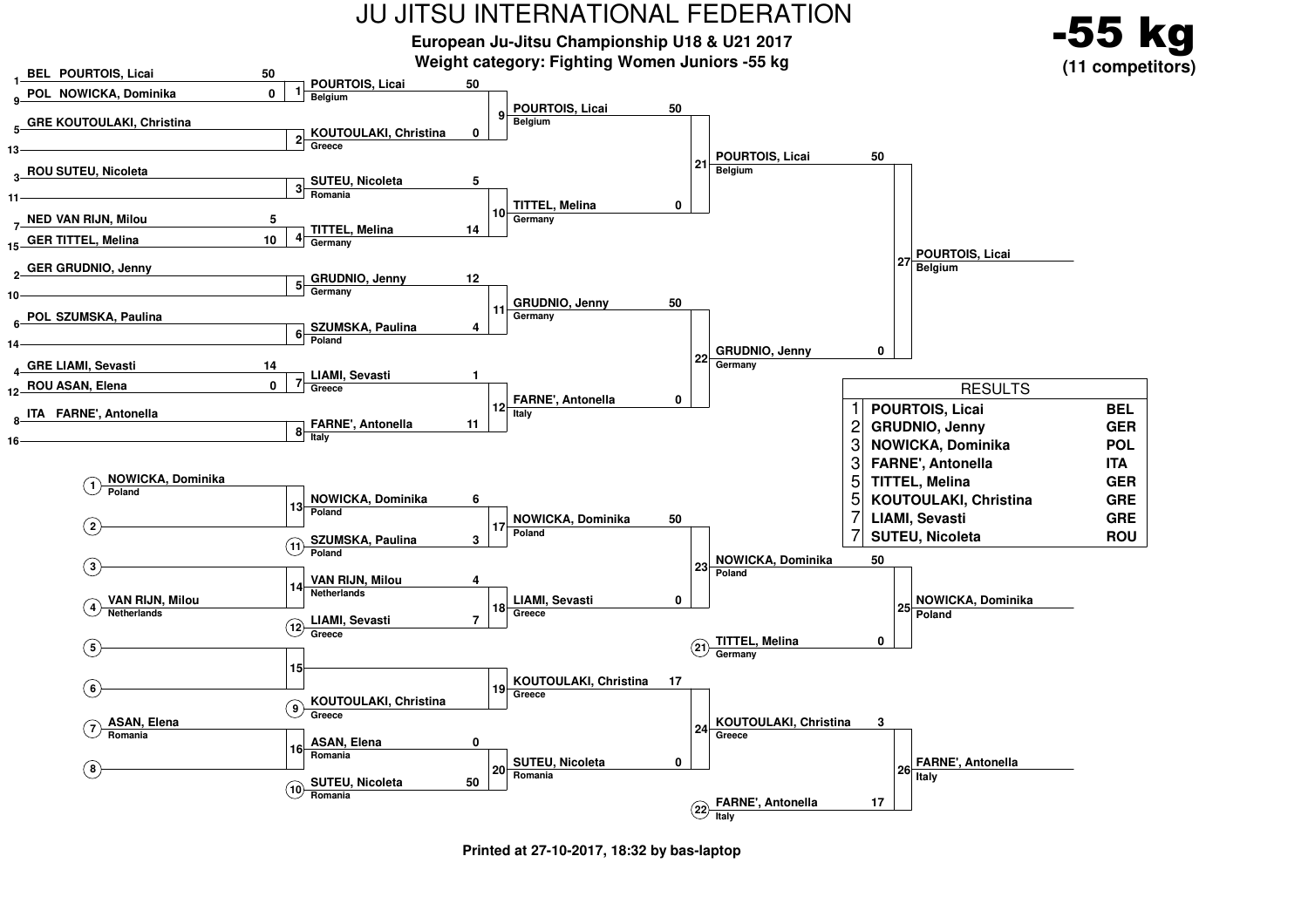# JU JITSU INTERNATIONAL FEDERATION

**European Ju-Jitsu Championship U18 & U21 2017**

**Weight category: Fighting Women Juniors -55 kg**

**-55 kg**

**(11 competitors)**

## Main bracket

### Round 1

| Fight | Seed | Competitor | Score | Seed | Competitor | Score | Winner | Country |
|---|---|---|---|---|---|---|---|---|
| 1 | 1 | BEL POURTOIS, Licai | 50 | 9 | POL NOWICKA, Dominika | 0 | POURTOIS, Licai | Belgium |
| 2 | 5 | GRE KOUTOULAKI, Christina | | 13 | | | KOUTOULAKI, Christina | Greece |
| 3 | 3 | ROU SUTEU, Nicoleta | | 11 | | | SUTEU, Nicoleta | Romania |
| 4 | 7 | NED VAN RIJN, Milou | 5 | 15 | GER TITTEL, Melina | 10 | TITTEL, Melina | Germany |
| 5 | 2 | GER GRUDNIO, Jenny | | 10 | | | GRUDNIO, Jenny | Germany |
| 6 | 6 | POL SZUMSKA, Paulina | | 14 | | | SZUMSKA, Paulina | Poland |
| 7 | 4 | GRE LIAMI, Sevasti | 14 | 12 | ROU ASAN, Elena | 0 | LIAMI, Sevasti | Greece |
| 8 | 8 | ITA FARNE', Antonella | | 16 | | | FARNE', Antonella | Italy |

### Round 2

| Fight | Competitor | Score | Competitor | Score | Winner | Country |
|---|---|---|---|---|---|---|
| 9 | POURTOIS, Licai (Belgium) | 50 | KOUTOULAKI, Christina (Greece) | 0 | POURTOIS, Licai | Belgium |
| 10 | SUTEU, Nicoleta (Romania) | 5 | TITTEL, Melina (Germany) | 14 | TITTEL, Melina | Germany |
| 11 | GRUDNIO, Jenny (Germany) | 12 | SZUMSKA, Paulina (Poland) | 4 | GRUDNIO, Jenny | Germany |
| 12 | LIAMI, Sevasti (Greece) | 1 | FARNE', Antonella (Italy) | 11 | FARNE', Antonella | Italy |

### Semi-finals

| Fight | Competitor | Score | Competitor | Score | Winner | Country |
|---|---|---|---|---|---|---|
| 21 | POURTOIS, Licai (Belgium) | 50 | TITTEL, Melina (Germany) | 0 | POURTOIS, Licai | Belgium |
| 22 | GRUDNIO, Jenny (Germany) | 50 | FARNE', Antonella (Italy) | 0 | GRUDNIO, Jenny | Germany |

### Final

| Fight | Competitor | Score | Competitor | Score | Winner | Country |
|---|---|---|---|---|---|---|
| 27 | POURTOIS, Licai (Belgium) | 50 | GRUDNIO, Jenny (Germany) | 0 | POURTOIS, Licai | Belgium |

## Repechage

| Fight | Competitor | Score | Competitor | Score | Winner | Country |
|---|---|---|---|---|---|---|
| 13 | (1) NOWICKA, Dominika (Poland) | | (2) | | NOWICKA, Dominika | Poland |
| 14 | (3) | | (4) VAN RIJN, Milou (Netherlands) | | VAN RIJN, Milou | Netherlands |
| 15 | (5) | | (6) | | | |
| 16 | (7) ASAN, Elena (Romania) | | (8) | | ASAN, Elena | Romania |
| 17 | NOWICKA, Dominika (Poland) | 6 | (11) SZUMSKA, Paulina (Poland) | 3 | NOWICKA, Dominika | Poland |
| 18 | VAN RIJN, Milou (Netherlands) | 4 | (12) LIAMI, Sevasti (Greece) | 7 | LIAMI, Sevasti | Greece |
| 19 | | | (9) KOUTOULAKI, Christina (Greece) | | KOUTOULAKI, Christina | Greece |
| 20 | ASAN, Elena (Romania) | 0 | (10) SUTEU, Nicoleta (Romania) | 50 | SUTEU, Nicoleta | Romania |
| 23 | NOWICKA, Dominika (Poland) | 50 | LIAMI, Sevasti (Greece) | 0 | NOWICKA, Dominika | Poland |
| 24 | KOUTOULAKI, Christina (Greece) | 17 | SUTEU, Nicoleta (Romania) | 0 | KOUTOULAKI, Christina | Greece |
| 25 | NOWICKA, Dominika (Poland) | 50 | (21) TITTEL, Melina (Germany) | 0 | NOWICKA, Dominika | Poland |
| 26 | KOUTOULAKI, Christina (Greece) | 3 | (22) FARNE', Antonella (Italy) | 17 | FARNE', Antonella | Italy |

## RESULTS

| Place | Name | Country |
|---|---|---|
| 1 | POURTOIS, Licai | BEL |
| 2 | GRUDNIO, Jenny | GER |
| 3 | NOWICKA, Dominika | POL |
| 3 | FARNE', Antonella | ITA |
| 5 | TITTEL, Melina | GER |
| 5 | KOUTOULAKI, Christina | GRE |
| 7 | LIAMI, Sevasti | GRE |
| 7 | SUTEU, Nicoleta | ROU |

**Printed at 27-10-2017, 18:32 by bas-laptop**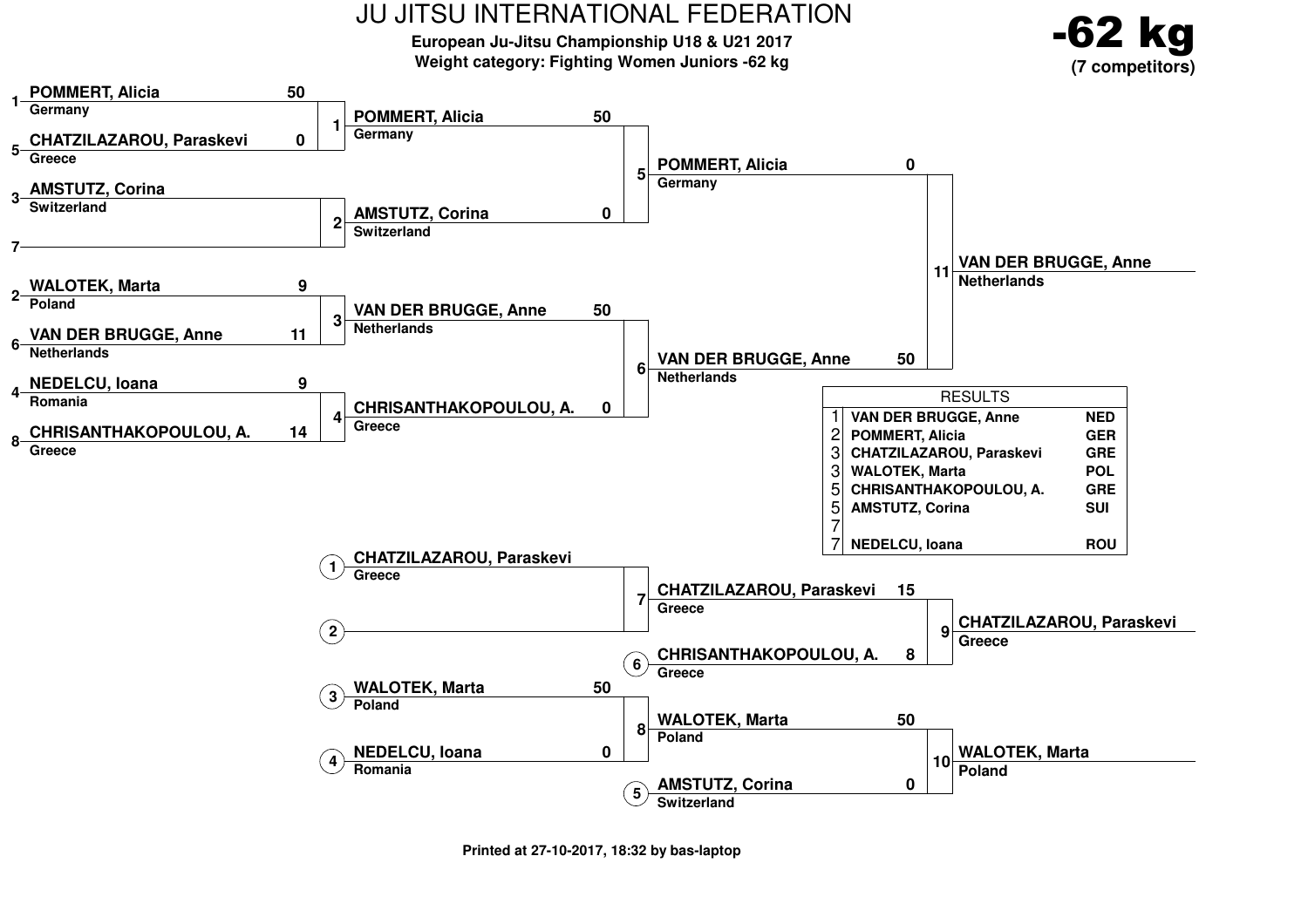# JU JITSU INTERNATIONAL FEDERATION

**European Ju-Jitsu Championship U18 & U21 2017**
**Weight category: Fighting Women Juniors -62 kg**

**-62 kg**
**(7 competitors)**

## Main Bracket

### Round 1

| Fight | Seed | Competitor | Country | Score |
|---|---|---|---|---|
| 1 | 1 | POMMERT, Alicia | Germany | 50 |
| 1 | 5 | CHATZILAZAROU, Paraskevi | Greece | 0 |
| 2 | 3 | AMSTUTZ, Corina | Switzerland | |
| 2 | 7 | | | |
| 3 | 2 | WALOTEK, Marta | Poland | 9 |
| 3 | 6 | VAN DER BRUGGE, Anne | Netherlands | 11 |
| 4 | 4 | NEDELCU, Ioana | Romania | 9 |
| 4 | 8 | CHRISANTHAKOPOULOU, A. | Greece | 14 |

### Semi-finals

| Fight | Competitor | Country | Score |
|---|---|---|---|
| 5 | POMMERT, Alicia | Germany | 50 |
| 5 | AMSTUTZ, Corina | Switzerland | 0 |
| 6 | VAN DER BRUGGE, Anne | Netherlands | 50 |
| 6 | CHRISANTHAKOPOULOU, A. | Greece | 0 |

### Final

| Fight | Competitor | Country | Score |
|---|---|---|---|
| 11 | POMMERT, Alicia | Germany | 0 |
| 11 | VAN DER BRUGGE, Anne | Netherlands | 50 |

Winner: **VAN DER BRUGGE, Anne** (Netherlands)

## Repechage

| Fight | Slot | Competitor | Country | Score |
|---|---|---|---|---|
| 7 | 1 | CHATZILAZAROU, Paraskevi | Greece | |
| 7 | 2 | | | |
| 8 | 3 | WALOTEK, Marta | Poland | 50 |
| 8 | 4 | NEDELCU, Ioana | Romania | 0 |
| 9 | | CHATZILAZAROU, Paraskevi | Greece | 15 |
| 9 | 6 | CHRISANTHAKOPOULOU, A. | Greece | 8 |
| 10 | | WALOTEK, Marta | Poland | 50 |
| 10 | 5 | AMSTUTZ, Corina | Switzerland | 0 |

Winner fight 9: **CHATZILAZAROU, Paraskevi** (Greece)
Winner fight 10: **WALOTEK, Marta** (Poland)

## RESULTS

| Place | Name | Country |
|---|---|---|
| 1 | VAN DER BRUGGE, Anne | NED |
| 2 | POMMERT, Alicia | GER |
| 3 | CHATZILAZAROU, Paraskevi | GRE |
| 3 | WALOTEK, Marta | POL |
| 5 | CHRISANTHAKOPOULOU, A. | GRE |
| 5 | AMSTUTZ, Corina | SUI |
| 7 | | |
| 7 | NEDELCU, Ioana | ROU |

Printed at 27-10-2017, 18:32 by bas-laptop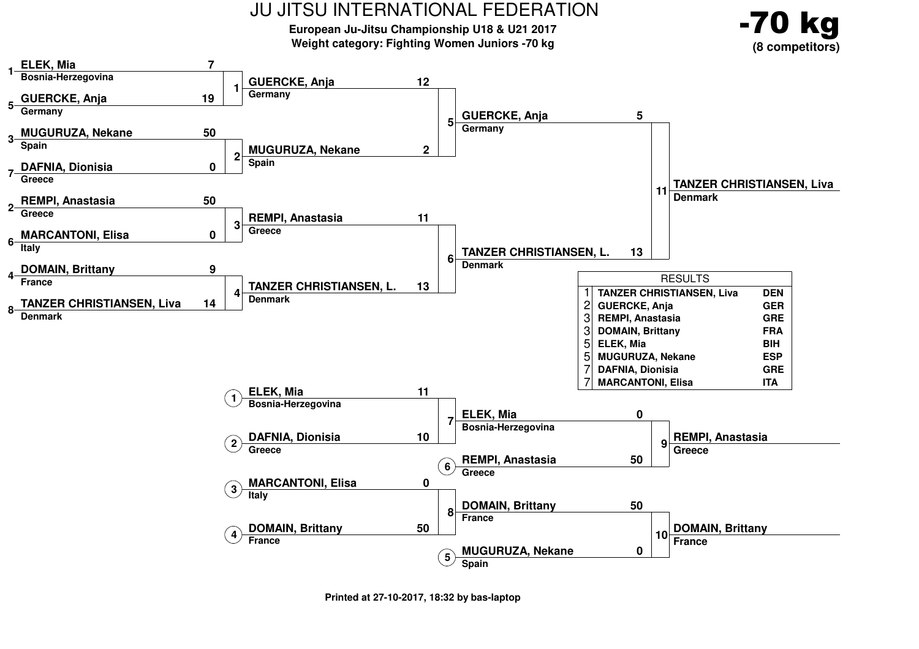# JU JITSU INTERNATIONAL FEDERATION

**European Ju-Jitsu Championship U18 & U21 2017**

**Weight category: Fighting Women Juniors -70 kg**

**-70 kg**
**(8 competitors)**

## Main bracket

### Round 1

| Fight | Seed | Competitor | Country | Score |
|---|---|---|---|---|
| 1 | 1 | ELEK, Mia | Bosnia-Herzegovina | 7 |
| 1 | 5 | GUERCKE, Anja | Germany | 19 |
| 2 | 3 | MUGURUZA, Nekane | Spain | 50 |
| 2 | 7 | DAFNIA, Dionisia | Greece | 0 |
| 3 | 2 | REMPI, Anastasia | Greece | 50 |
| 3 | 6 | MARCANTONI, Elisa | Italy | 0 |
| 4 | 4 | DOMAIN, Brittany | France | 9 |
| 4 | 8 | TANZER CHRISTIANSEN, Liva | Denmark | 14 |

### Semifinals

| Fight | Competitor | Country | Score |
|---|---|---|---|
| 5 | GUERCKE, Anja | Germany | 12 |
| 5 | MUGURUZA, Nekane | Spain | 2 |
| 6 | REMPI, Anastasia | Greece | 11 |
| 6 | TANZER CHRISTIANSEN, L. | Denmark | 13 |

### Final

| Fight | Competitor | Country | Score |
|---|---|---|---|
| 11 | GUERCKE, Anja | Germany | 5 |
| 11 | TANZER CHRISTIANSEN, L. | Denmark | 13 |

**Winner: TANZER CHRISTIANSEN, Liva — Denmark**

## Repechage

| Fight | Competitor | Country | Score |
|---|---|---|---|
| 7 | (1) ELEK, Mia | Bosnia-Herzegovina | 11 |
| 7 | (2) DAFNIA, Dionisia | Greece | 10 |
| 8 | (3) MARCANTONI, Elisa | Italy | 0 |
| 8 | (4) DOMAIN, Brittany | France | 50 |
| 9 | ELEK, Mia | Bosnia-Herzegovina | 0 |
| 9 | (6) REMPI, Anastasia | Greece | 50 |
| 10 | DOMAIN, Brittany | France | 50 |
| 10 | (5) MUGURUZA, Nekane | Spain | 0 |

Fight 9 winner: **REMPI, Anastasia — Greece**

Fight 10 winner: **DOMAIN, Brittany — France**

## RESULTS

| Place | Name | Country |
|---|---|---|
| 1 | TANZER CHRISTIANSEN, Liva | DEN |
| 2 | GUERCKE, Anja | GER |
| 3 | REMPI, Anastasia | GRE |
| 3 | DOMAIN, Brittany | FRA |
| 5 | ELEK, Mia | BIH |
| 5 | MUGURUZA, Nekane | ESP |
| 7 | DAFNIA, Dionisia | GRE |
| 7 | MARCANTONI, Elisa | ITA |

Printed at 27-10-2017, 18:32 by bas-laptop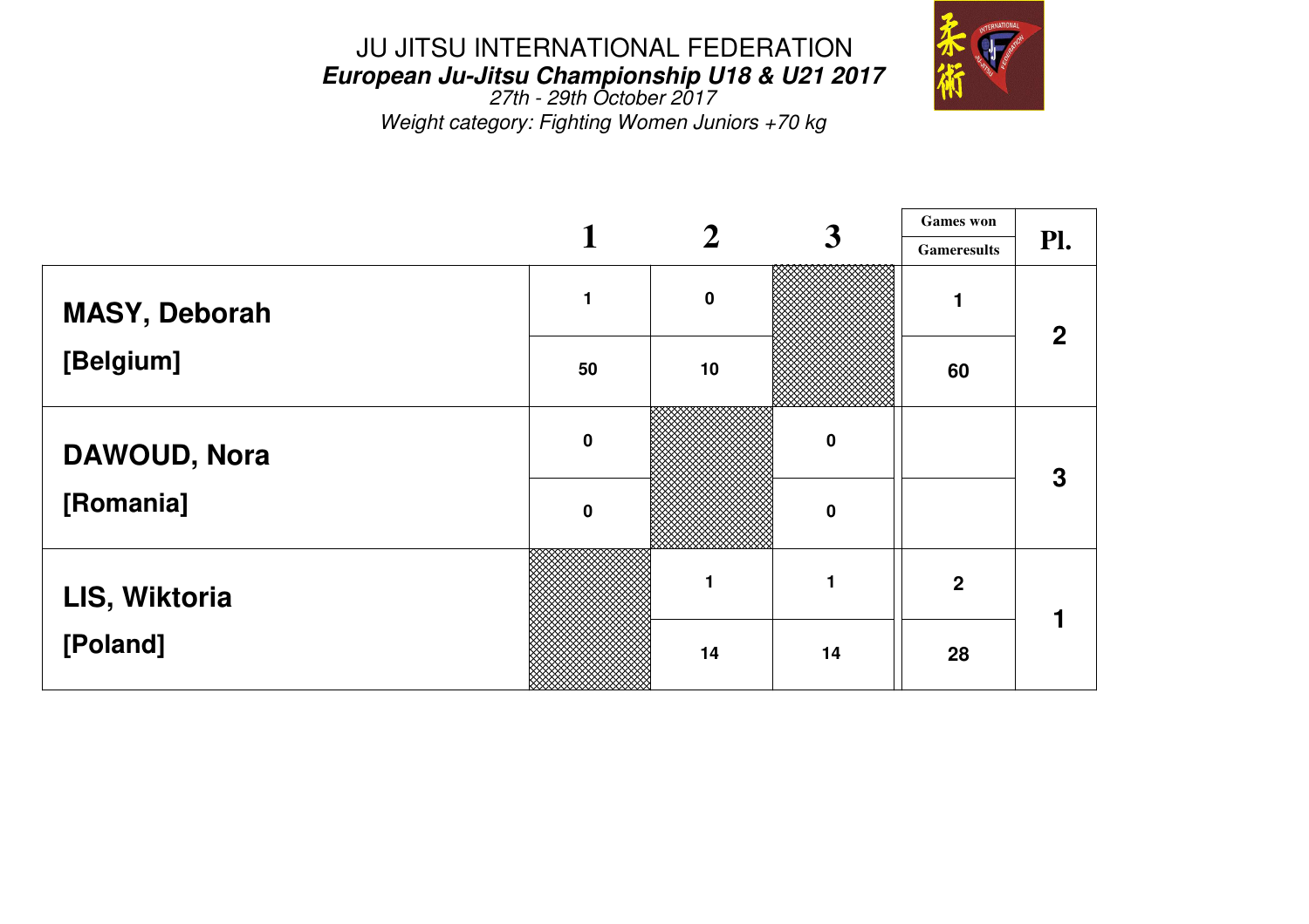# JU JITSU INTERNATIONAL FEDERATION

***European Ju-Jitsu Championship U18 & U21 2017***

*27th - 29th October 2017*

*Weight category: Fighting Women Juniors +70 kg*

| | 1 | 2 | 3 | Games won / Gameresults | Pl. |
|---|---|---|---|---|---|
| **MASY, Deborah** | 1 | 0 | | 1 | 2 |
| **[Belgium]** | 50 | 10 | | 60 | |
| **DAWOUD, Nora** | 0 | | 0 | | 3 |
| **[Romania]** | 0 | | 0 | | |
| **LIS, Wiktoria** | | 1 | 1 | 2 | 1 |
| **[Poland]** | | 14 | 14 | 28 | |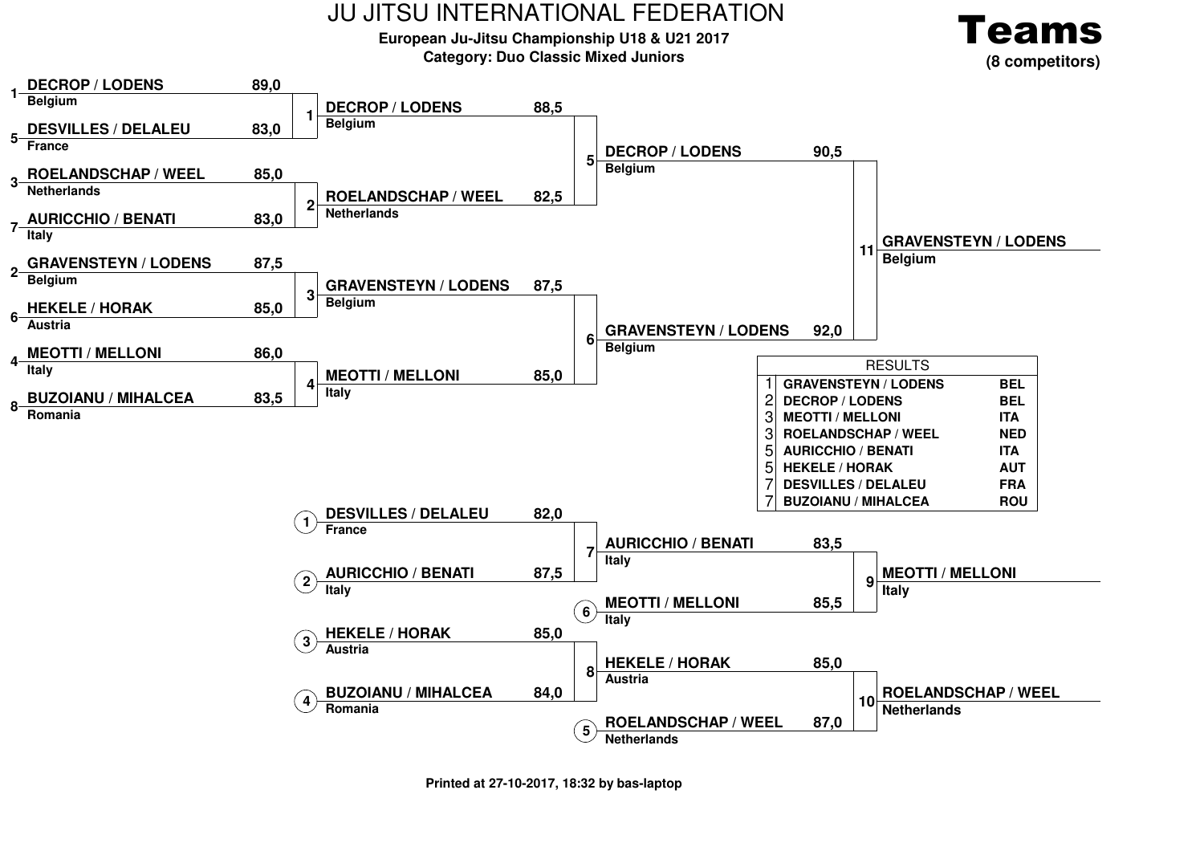# JU JITSU INTERNATIONAL FEDERATION

**European Ju-Jitsu Championship U18 & U21 2017**

**Category: Duo Classic Mixed Juniors**

**Teams**

**(8 competitors)**

### Round 1

| Match | Competitor | Country | Score |
|---|---|---|---|
| 1 | 1 DECROP / LODENS | Belgium | 89,0 |
| 1 | 5 DESVILLES / DELALEU | France | 83,0 |
| 2 | 3 ROELANDSCHAP / WEEL | Netherlands | 85,0 |
| 2 | 7 AURICCHIO / BENATI | Italy | 83,0 |
| 3 | 2 GRAVENSTEYN / LODENS | Belgium | 87,5 |
| 3 | 6 HEKELE / HORAK | Austria | 85,0 |
| 4 | 4 MEOTTI / MELLONI | Italy | 86,0 |
| 4 | 8 BUZOIANU / MIHALCEA | Romania | 83,5 |

### Semi-finals

| Match | Competitor | Country | Score |
|---|---|---|---|
| 5 | DECROP / LODENS | Belgium | 88,5 |
| 5 | ROELANDSCHAP / WEEL | Netherlands | 82,5 |
| 6 | GRAVENSTEYN / LODENS | Belgium | 87,5 |
| 6 | MEOTTI / MELLONI | Italy | 85,0 |

### Final

| Match | Competitor | Country | Score |
|---|---|---|---|
| 11 | DECROP / LODENS | Belgium | 90,5 |
| 11 | GRAVENSTEYN / LODENS | Belgium | 92,0 |

**Winner: GRAVENSTEYN / LODENS** – Belgium

### Repechage

| Match | Competitor | Country | Score |
|---|---|---|---|
| 7 | (1) DESVILLES / DELALEU | France | 82,0 |
| 7 | (2) AURICCHIO / BENATI | Italy | 87,5 |
| 8 | (3) HEKELE / HORAK | Austria | 85,0 |
| 8 | (4) BUZOIANU / MIHALCEA | Romania | 84,0 |
| 9 | AURICCHIO / BENATI | Italy | 83,5 |
| 9 | (6) MEOTTI / MELLONI | Italy | 85,5 |
| 10 | HEKELE / HORAK | Austria | 85,0 |
| 10 | (5) ROELANDSCHAP / WEEL | Netherlands | 87,0 |

**Winner match 9: MEOTTI / MELLONI** – Italy

**Winner match 10: ROELANDSCHAP / WEEL** – Netherlands

### RESULTS

| Place | Competitor | Country |
|---|---|---|
| 1 | GRAVENSTEYN / LODENS | BEL |
| 2 | DECROP / LODENS | BEL |
| 3 | MEOTTI / MELLONI | ITA |
| 3 | ROELANDSCHAP / WEEL | NED |
| 5 | AURICCHIO / BENATI | ITA |
| 5 | HEKELE / HORAK | AUT |
| 7 | DESVILLES / DELALEU | FRA |
| 7 | BUZOIANU / MIHALCEA | ROU |

**Printed at 27-10-2017, 18:32 by bas-laptop**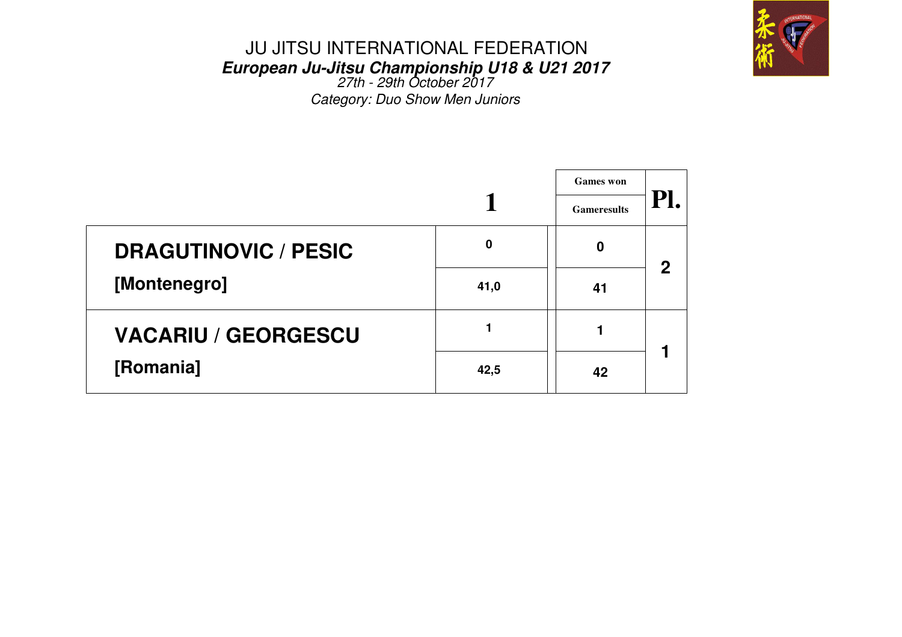JU JITSU INTERNATIONAL FEDERATION

**_European Ju-Jitsu Championship U18 & U21 2017_**

_27th - 29th October 2017_

_Category: Duo Show Men Juniors_

| | 1 | | Games won / Gameresults | Pl. |
|---|---|---|---|---|
| **DRAGUTINOVIC / PESIC** | 0 | | 0 | 2 |
| **[Montenegro]** | 41,0 | | 41 | |
| **VACARIU / GEORGESCU** | 1 | | 1 | 1 |
| **[Romania]** | 42,5 | | 42 | |